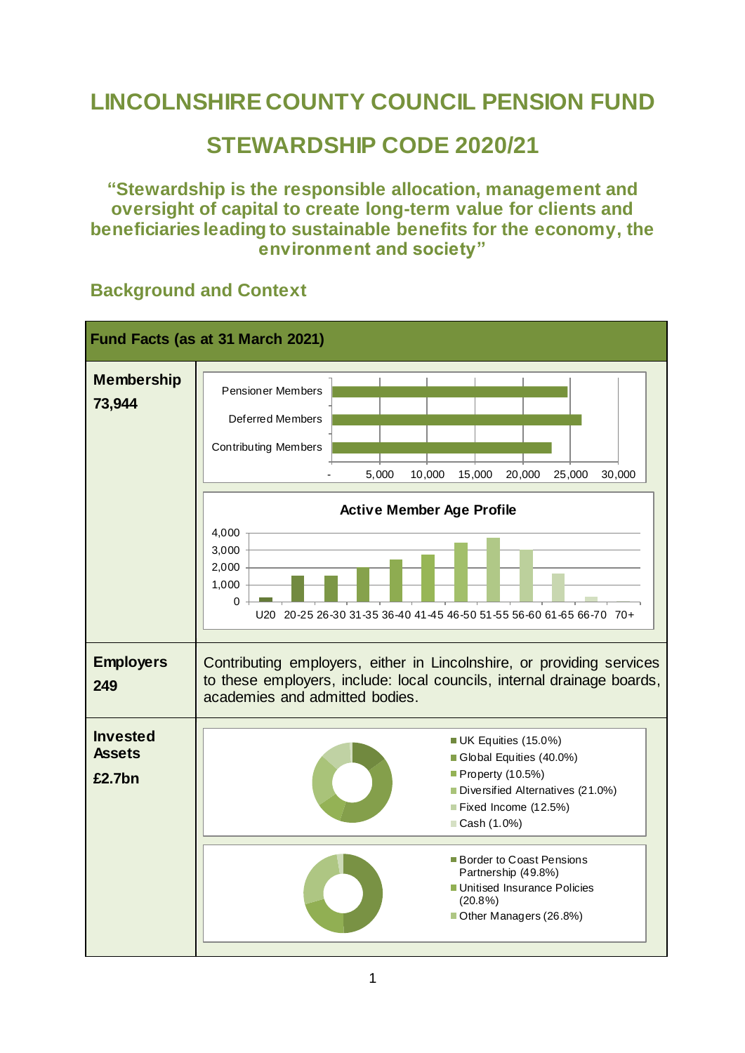# LINCOLNSHIRE COUNTY COUNCIL PENSION FUND

# STEWARDSHIP CODE 2020/21

**"Stewardship is the responsible allocation, management and oversight of capital to create long-term value for clients and beneficiaries leading to sustainable benefits for the economy, the environment and society"**

## Background and Context

| Fund Facts (as at 31 March 2021) | |
|---|---|
| **Membership 73,944** | Pensioner Members; Deferred Members; Contributing Members (axis: -, 5,000, 10,000, 15,000, 20,000, 25,000, 30,000)<br><br>**Active Member Age Profile** (axis: 0, 1,000, 2,000, 3,000, 4,000; age bands: U20, 20-25, 26-30, 31-35, 36-40, 41-45, 46-50, 51-55, 56-60, 61-65, 66-70, 70+) |
| **Employers 249** | Contributing employers, either in Lincolnshire, or providing services to these employers, include: local councils, internal drainage boards, academies and admitted bodies. |
| **Invested Assets £2.7bn** | UK Equities (15.0%)<br>Global Equities (40.0%)<br>Property (10.5%)<br>Diversified Alternatives (21.0%)<br>Fixed Income (12.5%)<br>Cash (1.0%)<br><br>Border to Coast Pensions Partnership (49.8%)<br>Unitised Insurance Policies (20.8%)<br>Other Managers (26.8%) |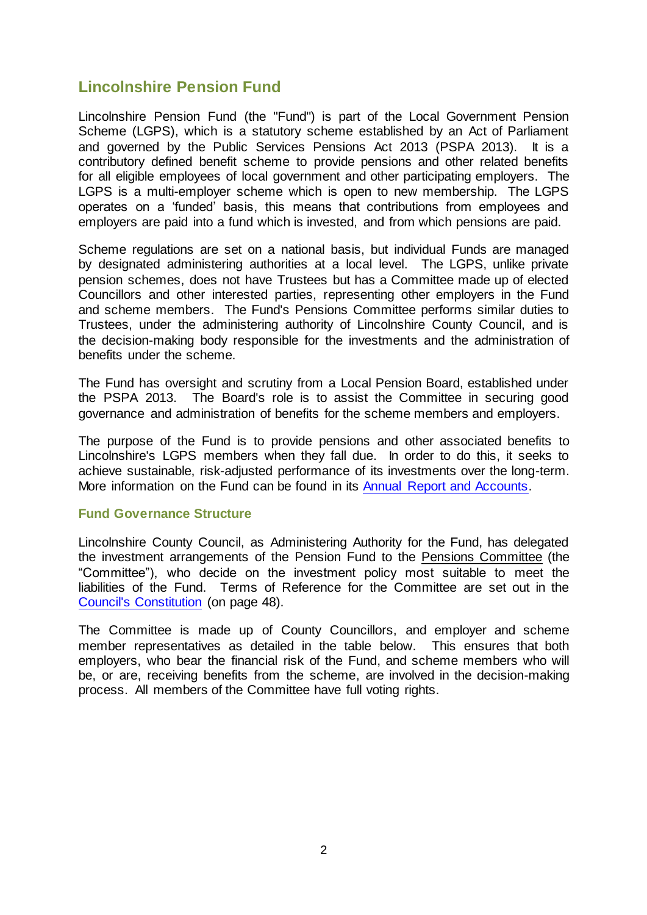## Lincolnshire Pension Fund

Lincolnshire Pension Fund (the "Fund") is part of the Local Government Pension Scheme (LGPS), which is a statutory scheme established by an Act of Parliament and governed by the Public Services Pensions Act 2013 (PSPA 2013). It is a contributory defined benefit scheme to provide pensions and other related benefits for all eligible employees of local government and other participating employers. The LGPS is a multi-employer scheme which is open to new membership. The LGPS operates on a 'funded' basis, this means that contributions from employees and employers are paid into a fund which is invested, and from which pensions are paid.

Scheme regulations are set on a national basis, but individual Funds are managed by designated administering authorities at a local level. The LGPS, unlike private pension schemes, does not have Trustees but has a Committee made up of elected Councillors and other interested parties, representing other employers in the Fund and scheme members. The Fund's Pensions Committee performs similar duties to Trustees, under the administering authority of Lincolnshire County Council, and is the decision-making body responsible for the investments and the administration of benefits under the scheme.

The Fund has oversight and scrutiny from a Local Pension Board, established under the PSPA 2013. The Board's role is to assist the Committee in securing good governance and administration of benefits for the scheme members and employers.

The purpose of the Fund is to provide pensions and other associated benefits to Lincolnshire's LGPS members when they fall due. In order to do this, it seeks to achieve sustainable, risk-adjusted performance of its investments over the long-term. More information on the Fund can be found in its Annual Report and Accounts.

### Fund Governance Structure

Lincolnshire County Council, as Administering Authority for the Fund, has delegated the investment arrangements of the Pension Fund to the Pensions Committee (the "Committee"), who decide on the investment policy most suitable to meet the liabilities of the Fund. Terms of Reference for the Committee are set out in the Council's Constitution (on page 48).

The Committee is made up of County Councillors, and employer and scheme member representatives as detailed in the table below. This ensures that both employers, who bear the financial risk of the Fund, and scheme members who will be, or are, receiving benefits from the scheme, are involved in the decision-making process. All members of the Committee have full voting rights.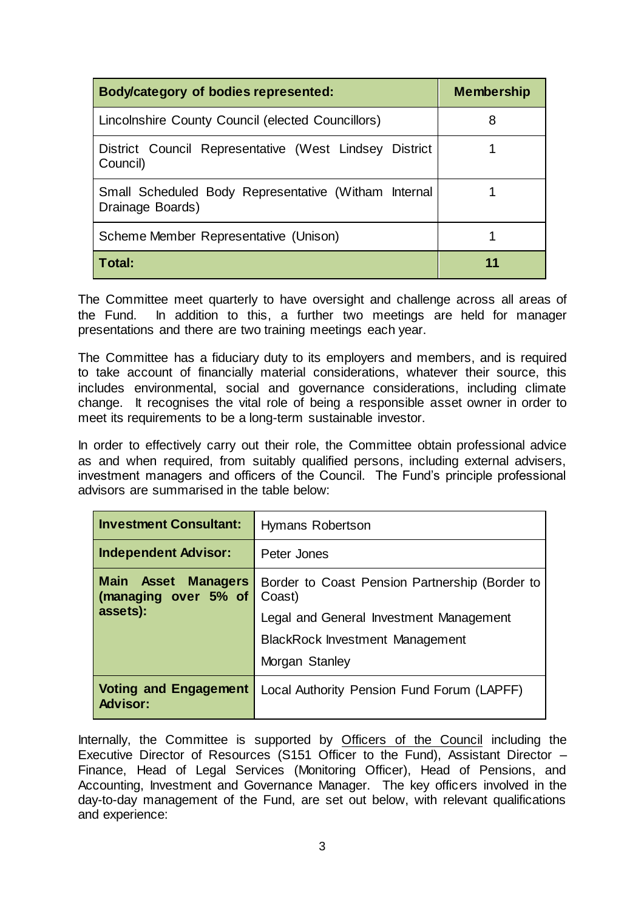| Body/category of bodies represented: | Membership |
|---|---|
| Lincolnshire County Council (elected Councillors) | 8 |
| District Council Representative (West Lindsey District Council) | 1 |
| Small Scheduled Body Representative (Witham Internal Drainage Boards) | 1 |
| Scheme Member Representative (Unison) | 1 |
| **Total:** | **11** |

The Committee meet quarterly to have oversight and challenge across all areas of the Fund. In addition to this, a further two meetings are held for manager presentations and there are two training meetings each year.

The Committee has a fiduciary duty to its employers and members, and is required to take account of financially material considerations, whatever their source, this includes environmental, social and governance considerations, including climate change. It recognises the vital role of being a responsible asset owner in order to meet its requirements to be a long-term sustainable investor.

In order to effectively carry out their role, the Committee obtain professional advice as and when required, from suitably qualified persons, including external advisers, investment managers and officers of the Council. The Fund's principle professional advisors are summarised in the table below:

| | |
|---|---|
| **Investment Consultant:** | Hymans Robertson |
| **Independent Advisor:** | Peter Jones |
| **Main Asset Managers (managing over 5% of assets):** | Border to Coast Pension Partnership (Border to Coast)<br>Legal and General Investment Management<br>BlackRock Investment Management<br>Morgan Stanley |
| **Voting and Engagement Advisor:** | Local Authority Pension Fund Forum (LAPFF) |

Internally, the Committee is supported by Officers of the Council including the Executive Director of Resources (S151 Officer to the Fund), Assistant Director – Finance, Head of Legal Services (Monitoring Officer), Head of Pensions, and Accounting, Investment and Governance Manager. The key officers involved in the day-to-day management of the Fund, are set out below, with relevant qualifications and experience: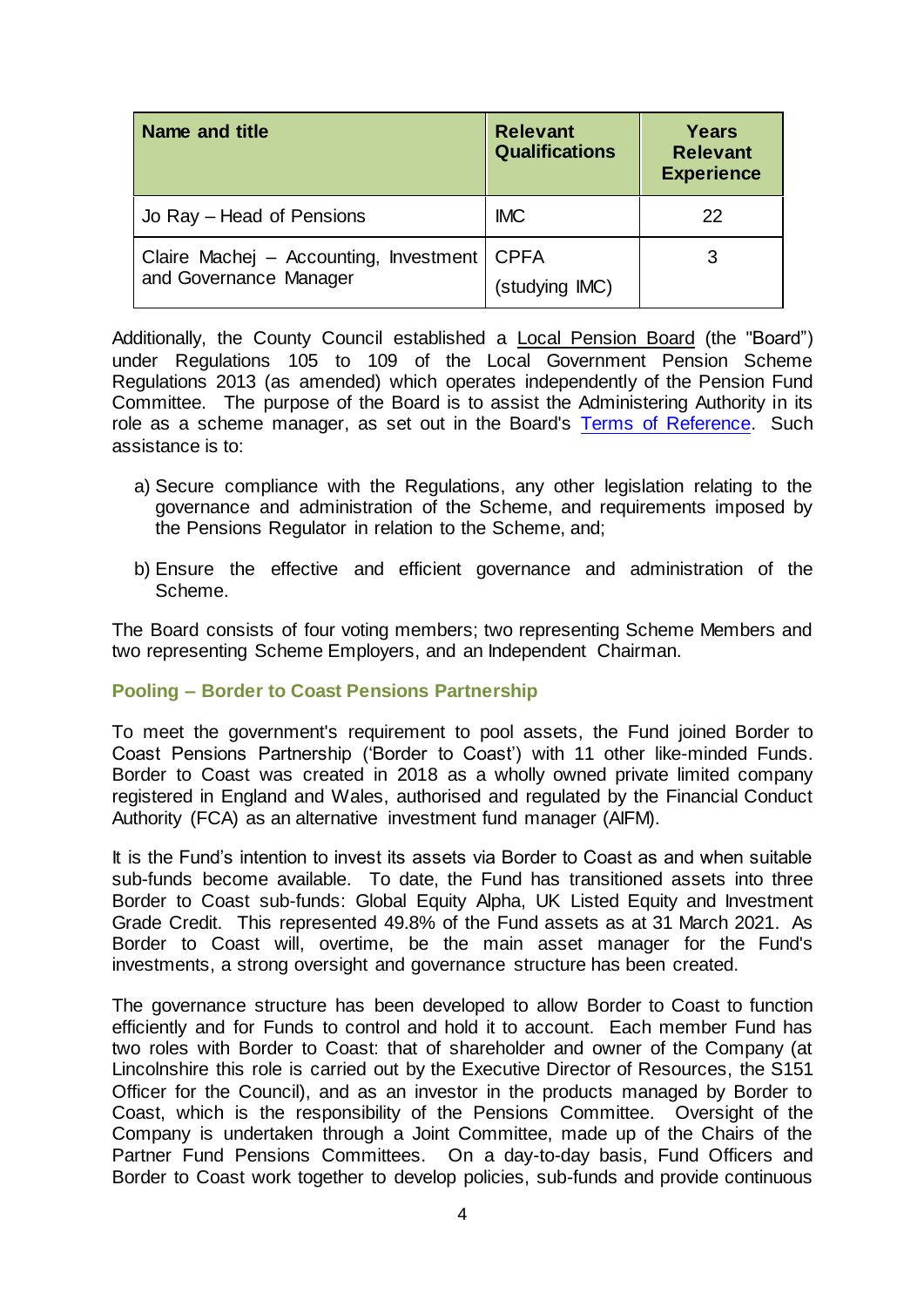| Name and title | Relevant Qualifications | Years Relevant Experience |
|---|---|---|
| Jo Ray – Head of Pensions | IMC | 22 |
| Claire Machej – Accounting, Investment and Governance Manager | CPFA (studying IMC) | 3 |

Additionally, the County Council established a Local Pension Board (the "Board") under Regulations 105 to 109 of the Local Government Pension Scheme Regulations 2013 (as amended) which operates independently of the Pension Fund Committee. The purpose of the Board is to assist the Administering Authority in its role as a scheme manager, as set out in the Board's Terms of Reference. Such assistance is to:

a) Secure compliance with the Regulations, any other legislation relating to the governance and administration of the Scheme, and requirements imposed by the Pensions Regulator in relation to the Scheme, and;

b) Ensure the effective and efficient governance and administration of the Scheme.

The Board consists of four voting members; two representing Scheme Members and two representing Scheme Employers, and an Independent Chairman.

### Pooling – Border to Coast Pensions Partnership

To meet the government's requirement to pool assets, the Fund joined Border to Coast Pensions Partnership ('Border to Coast') with 11 other like-minded Funds. Border to Coast was created in 2018 as a wholly owned private limited company registered in England and Wales, authorised and regulated by the Financial Conduct Authority (FCA) as an alternative investment fund manager (AIFM).

It is the Fund's intention to invest its assets via Border to Coast as and when suitable sub-funds become available. To date, the Fund has transitioned assets into three Border to Coast sub-funds: Global Equity Alpha, UK Listed Equity and Investment Grade Credit. This represented 49.8% of the Fund assets as at 31 March 2021. As Border to Coast will, overtime, be the main asset manager for the Fund's investments, a strong oversight and governance structure has been created.

The governance structure has been developed to allow Border to Coast to function efficiently and for Funds to control and hold it to account. Each member Fund has two roles with Border to Coast: that of shareholder and owner of the Company (at Lincolnshire this role is carried out by the Executive Director of Resources, the S151 Officer for the Council), and as an investor in the products managed by Border to Coast, which is the responsibility of the Pensions Committee. Oversight of the Company is undertaken through a Joint Committee, made up of the Chairs of the Partner Fund Pensions Committees. On a day-to-day basis, Fund Officers and Border to Coast work together to develop policies, sub-funds and provide continuous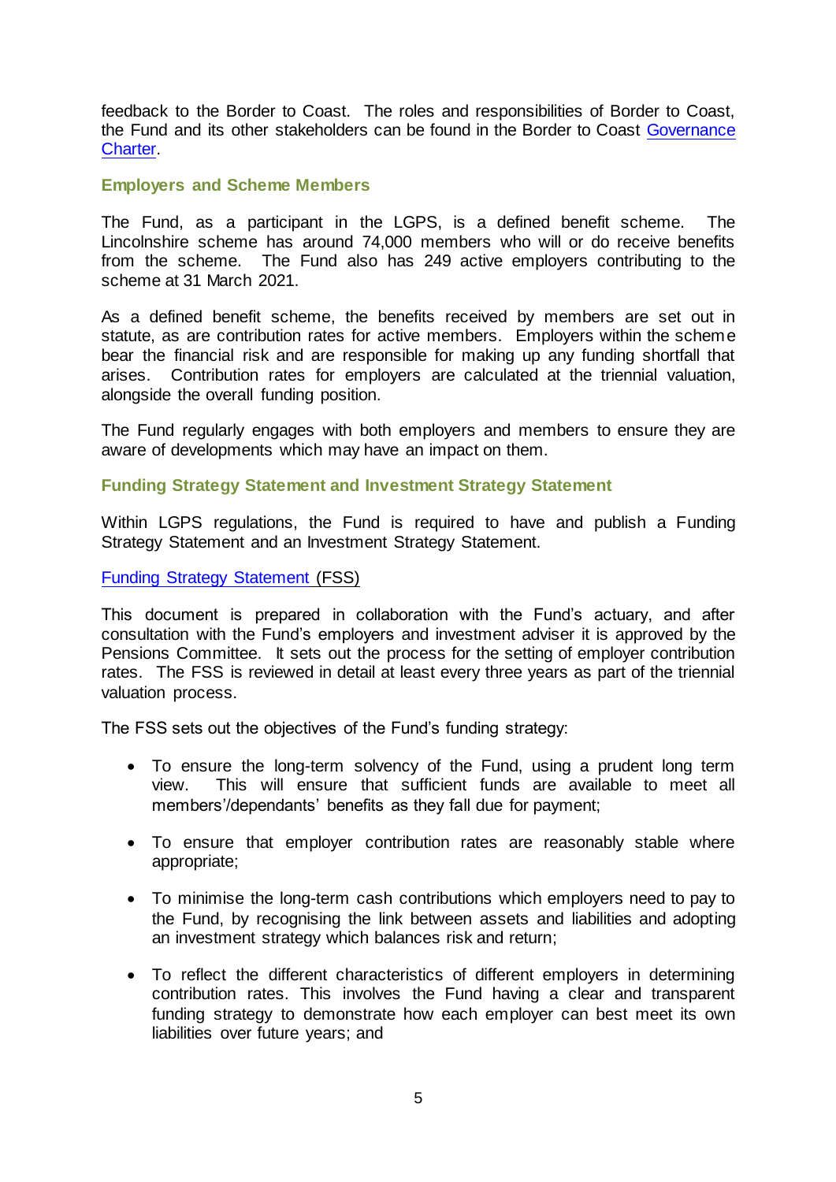feedback to the Border to Coast. The roles and responsibilities of Border to Coast, the Fund and its other stakeholders can be found in the Border to Coast [Governance Charter](Governance Charter).

### Employers and Scheme Members

The Fund, as a participant in the LGPS, is a defined benefit scheme. The Lincolnshire scheme has around 74,000 members who will or do receive benefits from the scheme. The Fund also has 249 active employers contributing to the scheme at 31 March 2021.

As a defined benefit scheme, the benefits received by members are set out in statute, as are contribution rates for active members. Employers within the scheme bear the financial risk and are responsible for making up any funding shortfall that arises. Contribution rates for employers are calculated at the triennial valuation, alongside the overall funding position.

The Fund regularly engages with both employers and members to ensure they are aware of developments which may have an impact on them.

### Funding Strategy Statement and Investment Strategy Statement

Within LGPS regulations, the Fund is required to have and publish a Funding Strategy Statement and an Investment Strategy Statement.

Funding Strategy Statement (FSS)

This document is prepared in collaboration with the Fund's actuary, and after consultation with the Fund's employers and investment adviser it is approved by the Pensions Committee. It sets out the process for the setting of employer contribution rates. The FSS is reviewed in detail at least every three years as part of the triennial valuation process.

The FSS sets out the objectives of the Fund's funding strategy:

- To ensure the long-term solvency of the Fund, using a prudent long term view. This will ensure that sufficient funds are available to meet all members'/dependants' benefits as they fall due for payment;
- To ensure that employer contribution rates are reasonably stable where appropriate;
- To minimise the long-term cash contributions which employers need to pay to the Fund, by recognising the link between assets and liabilities and adopting an investment strategy which balances risk and return;
- To reflect the different characteristics of different employers in determining contribution rates. This involves the Fund having a clear and transparent funding strategy to demonstrate how each employer can best meet its own liabilities over future years; and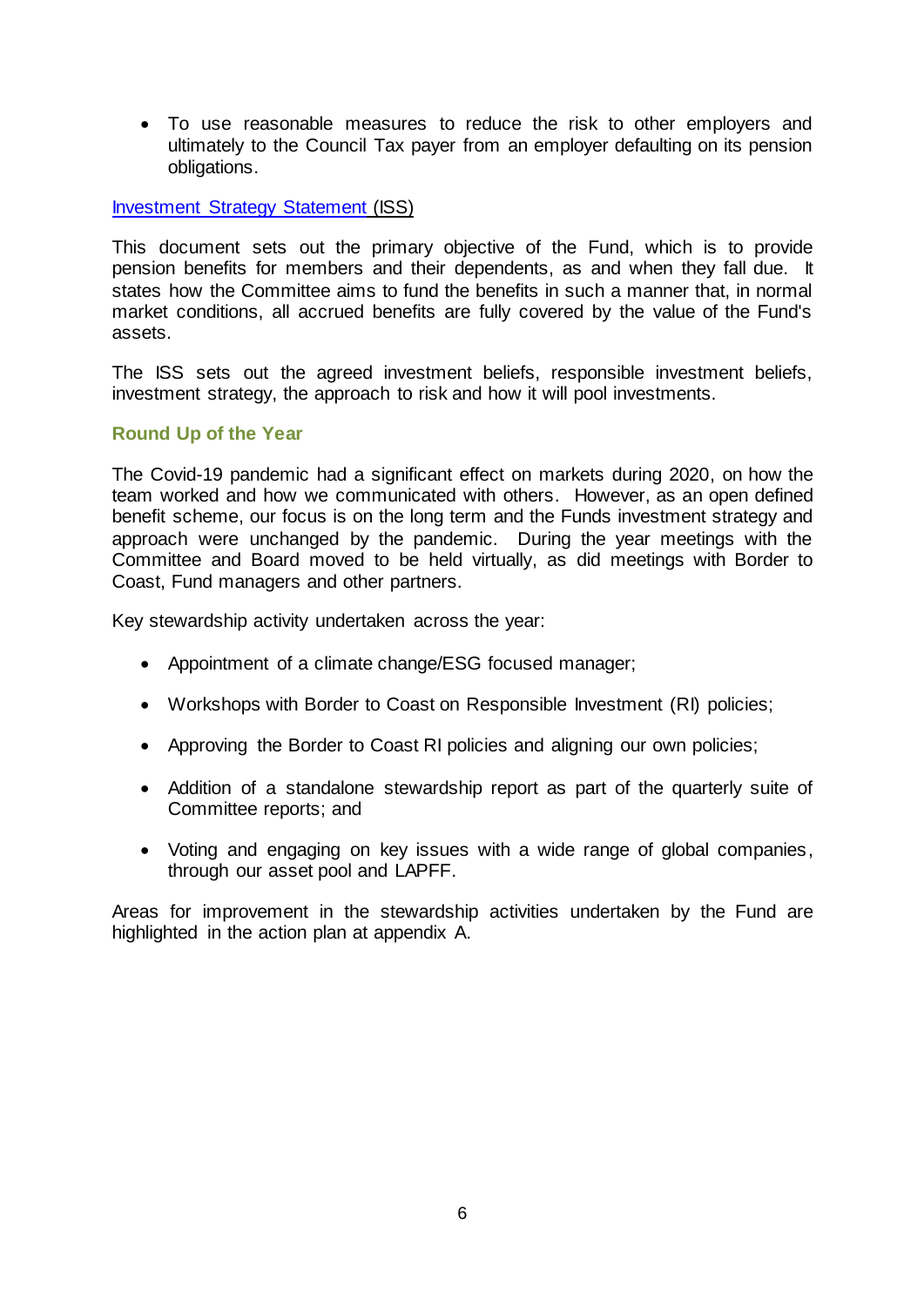- To use reasonable measures to reduce the risk to other employers and ultimately to the Council Tax payer from an employer defaulting on its pension obligations.

[Investment Strategy Statement](#) (ISS)

This document sets out the primary objective of the Fund, which is to provide pension benefits for members and their dependents, as and when they fall due. It states how the Committee aims to fund the benefits in such a manner that, in normal market conditions, all accrued benefits are fully covered by the value of the Fund's assets.

The ISS sets out the agreed investment beliefs, responsible investment beliefs, investment strategy, the approach to risk and how it will pool investments.

### Round Up of the Year

The Covid-19 pandemic had a significant effect on markets during 2020, on how the team worked and how we communicated with others. However, as an open defined benefit scheme, our focus is on the long term and the Funds investment strategy and approach were unchanged by the pandemic. During the year meetings with the Committee and Board moved to be held virtually, as did meetings with Border to Coast, Fund managers and other partners.

Key stewardship activity undertaken across the year:

- Appointment of a climate change/ESG focused manager;
- Workshops with Border to Coast on Responsible Investment (RI) policies;
- Approving the Border to Coast RI policies and aligning our own policies;
- Addition of a standalone stewardship report as part of the quarterly suite of Committee reports; and
- Voting and engaging on key issues with a wide range of global companies, through our asset pool and LAPFF.

Areas for improvement in the stewardship activities undertaken by the Fund are highlighted in the action plan at appendix A.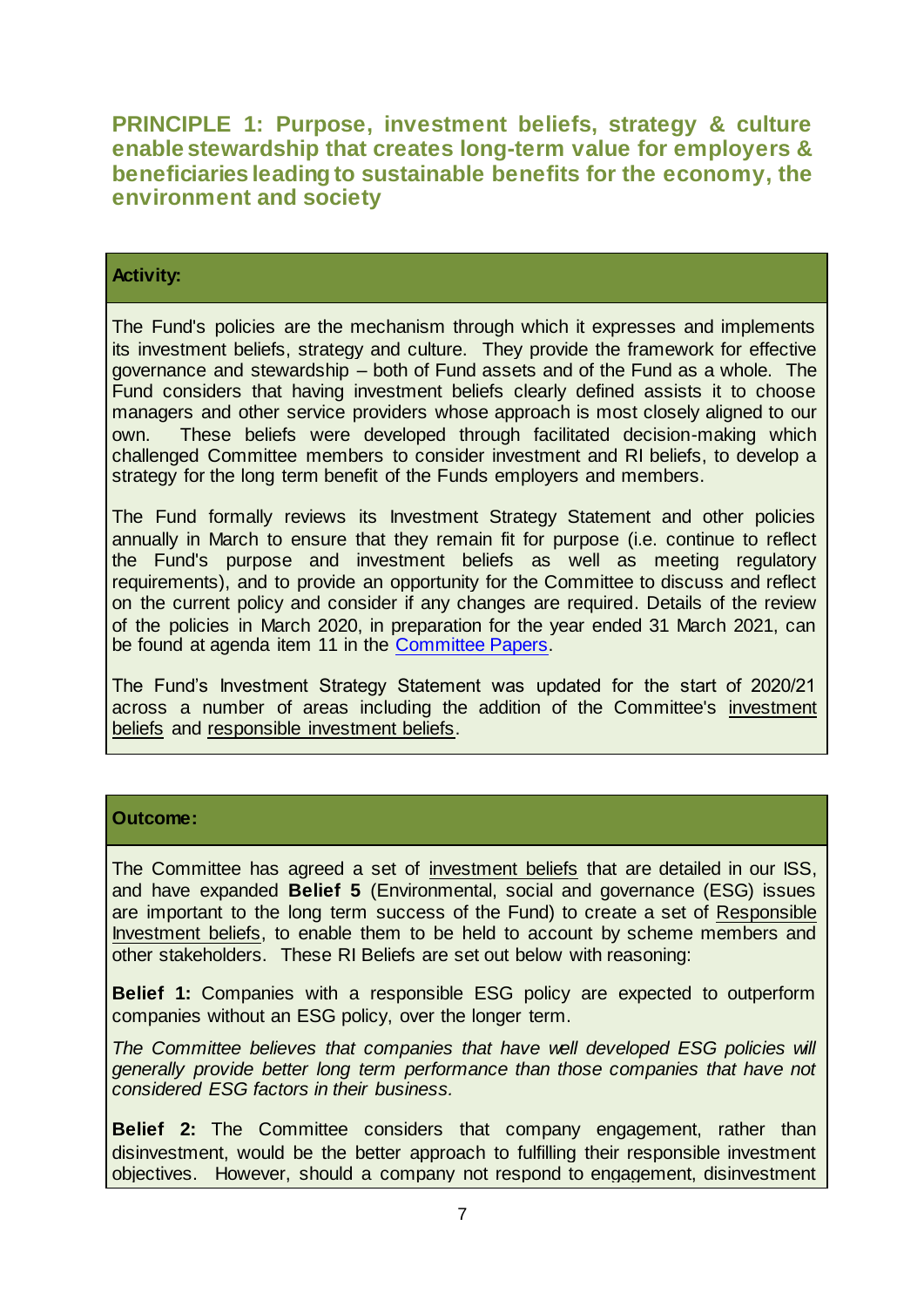## PRINCIPLE 1: Purpose, investment beliefs, strategy & culture enable stewardship that creates long-term value for employers & beneficiaries leading to sustainable benefits for the economy, the environment and society

**Activity:**

The Fund's policies are the mechanism through which it expresses and implements its investment beliefs, strategy and culture. They provide the framework for effective governance and stewardship – both of Fund assets and of the Fund as a whole. The Fund considers that having investment beliefs clearly defined assists it to choose managers and other service providers whose approach is most closely aligned to our own. These beliefs were developed through facilitated decision-making which challenged Committee members to consider investment and RI beliefs, to develop a strategy for the long term benefit of the Funds employers and members.

The Fund formally reviews its Investment Strategy Statement and other policies annually in March to ensure that they remain fit for purpose (i.e. continue to reflect the Fund's purpose and investment beliefs as well as meeting regulatory requirements), and to provide an opportunity for the Committee to discuss and reflect on the current policy and consider if any changes are required. Details of the review of the policies in March 2020, in preparation for the year ended 31 March 2021, can be found at agenda item 11 in the Committee Papers.

The Fund's Investment Strategy Statement was updated for the start of 2020/21 across a number of areas including the addition of the Committee's investment beliefs and responsible investment beliefs.

**Outcome:**

The Committee has agreed a set of investment beliefs that are detailed in our ISS, and have expanded **Belief 5** (Environmental, social and governance (ESG) issues are important to the long term success of the Fund) to create a set of Responsible Investment beliefs, to enable them to be held to account by scheme members and other stakeholders. These RI Beliefs are set out below with reasoning:

**Belief 1:** Companies with a responsible ESG policy are expected to outperform companies without an ESG policy, over the longer term.

*The Committee believes that companies that have well developed ESG policies will generally provide better long term performance than those companies that have not considered ESG factors in their business.*

**Belief 2:** The Committee considers that company engagement, rather than disinvestment, would be the better approach to fulfilling their responsible investment objectives. However, should a company not respond to engagement, disinvestment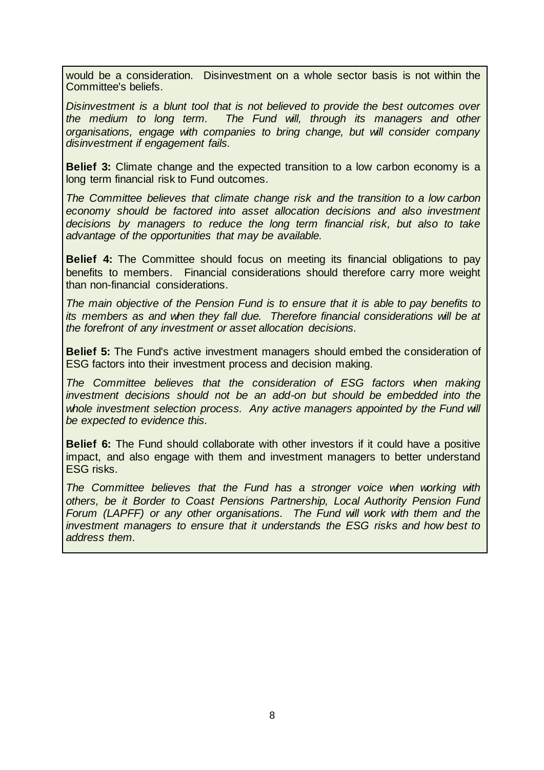would be a consideration. Disinvestment on a whole sector basis is not within the Committee's beliefs.

*Disinvestment is a blunt tool that is not believed to provide the best outcomes over the medium to long term. The Fund will, through its managers and other organisations, engage with companies to bring change, but will consider company disinvestment if engagement fails.*

**Belief 3:** Climate change and the expected transition to a low carbon economy is a long term financial risk to Fund outcomes.

*The Committee believes that climate change risk and the transition to a low carbon economy should be factored into asset allocation decisions and also investment decisions by managers to reduce the long term financial risk, but also to take advantage of the opportunities that may be available.*

**Belief 4:** The Committee should focus on meeting its financial obligations to pay benefits to members. Financial considerations should therefore carry more weight than non-financial considerations.

*The main objective of the Pension Fund is to ensure that it is able to pay benefits to its members as and when they fall due. Therefore financial considerations will be at the forefront of any investment or asset allocation decisions.*

**Belief 5:** The Fund's active investment managers should embed the consideration of ESG factors into their investment process and decision making.

*The Committee believes that the consideration of ESG factors when making investment decisions should not be an add-on but should be embedded into the whole investment selection process. Any active managers appointed by the Fund will be expected to evidence this.*

**Belief 6:** The Fund should collaborate with other investors if it could have a positive impact, and also engage with them and investment managers to better understand ESG risks.

*The Committee believes that the Fund has a stronger voice when working with others, be it Border to Coast Pensions Partnership, Local Authority Pension Fund Forum (LAPFF) or any other organisations. The Fund will work with them and the investment managers to ensure that it understands the ESG risks and how best to address them.*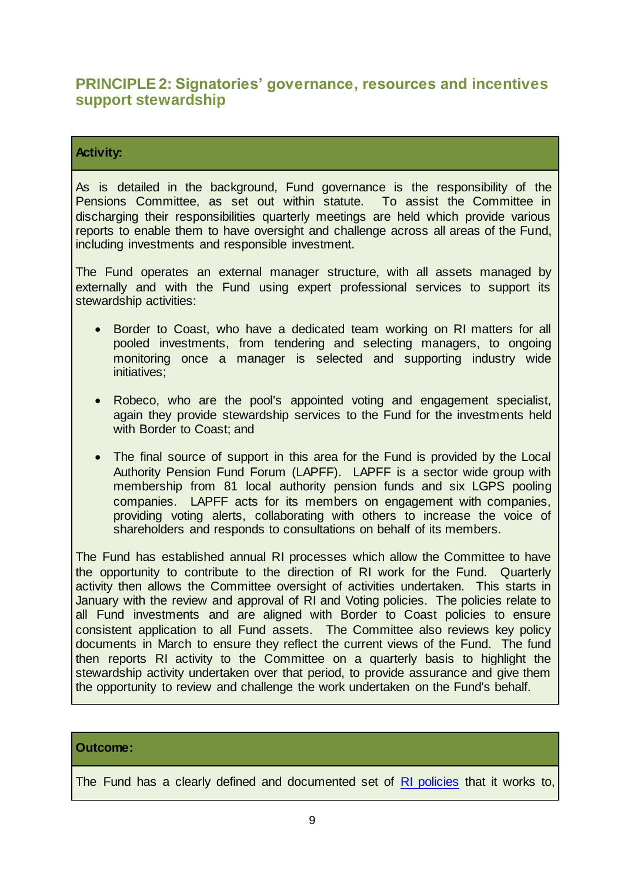## PRINCIPLE 2: Signatories' governance, resources and incentives support stewardship

**Activity:**

As is detailed in the background, Fund governance is the responsibility of the Pensions Committee, as set out within statute. To assist the Committee in discharging their responsibilities quarterly meetings are held which provide various reports to enable them to have oversight and challenge across all areas of the Fund, including investments and responsible investment.

The Fund operates an external manager structure, with all assets managed by externally and with the Fund using expert professional services to support its stewardship activities:

- Border to Coast, who have a dedicated team working on RI matters for all pooled investments, from tendering and selecting managers, to ongoing monitoring once a manager is selected and supporting industry wide initiatives;
- Robeco, who are the pool's appointed voting and engagement specialist, again they provide stewardship services to the Fund for the investments held with Border to Coast; and
- The final source of support in this area for the Fund is provided by the Local Authority Pension Fund Forum (LAPFF). LAPFF is a sector wide group with membership from 81 local authority pension funds and six LGPS pooling companies. LAPFF acts for its members on engagement with companies, providing voting alerts, collaborating with others to increase the voice of shareholders and responds to consultations on behalf of its members.

The Fund has established annual RI processes which allow the Committee to have the opportunity to contribute to the direction of RI work for the Fund. Quarterly activity then allows the Committee oversight of activities undertaken. This starts in January with the review and approval of RI and Voting policies. The policies relate to all Fund investments and are aligned with Border to Coast policies to ensure consistent application to all Fund assets. The Committee also reviews key policy documents in March to ensure they reflect the current views of the Fund. The fund then reports RI activity to the Committee on a quarterly basis to highlight the stewardship activity undertaken over that period, to provide assurance and give them the opportunity to review and challenge the work undertaken on the Fund's behalf.

**Outcome:**

The Fund has a clearly defined and documented set of RI policies that it works to,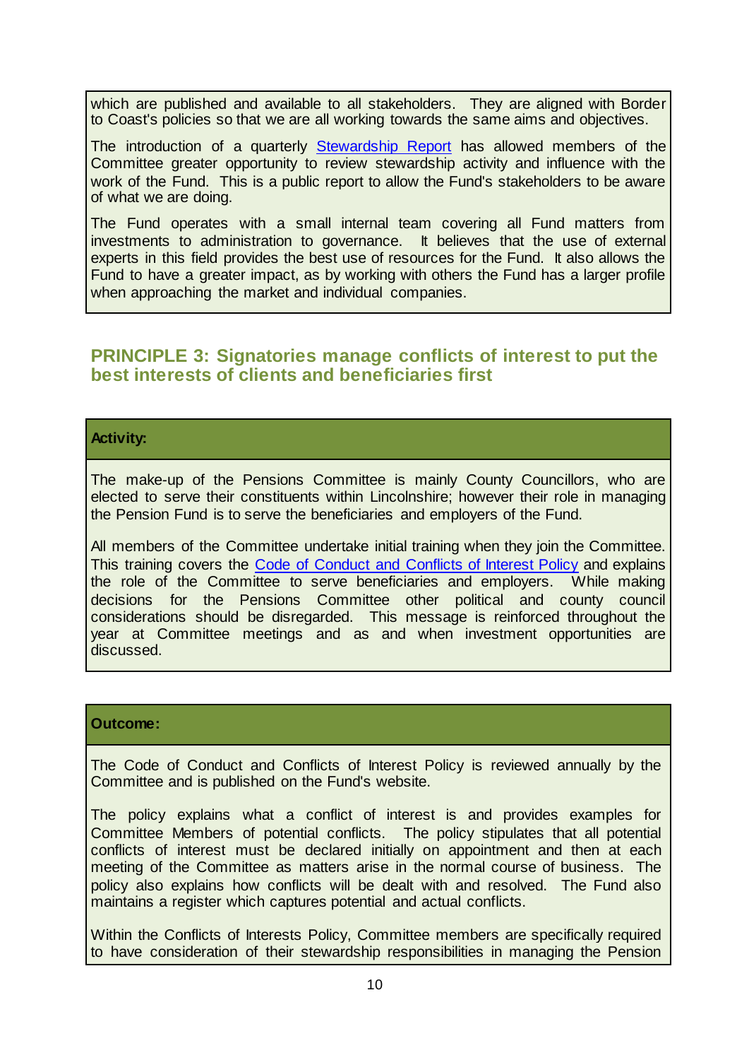which are published and available to all stakeholders. They are aligned with Border to Coast's policies so that we are all working towards the same aims and objectives.

The introduction of a quarterly [Stewardship Report]() has allowed members of the Committee greater opportunity to review stewardship activity and influence with the work of the Fund. This is a public report to allow the Fund's stakeholders to be aware of what we are doing.

The Fund operates with a small internal team covering all Fund matters from investments to administration to governance. It believes that the use of external experts in this field provides the best use of resources for the Fund. It also allows the Fund to have a greater impact, as by working with others the Fund has a larger profile when approaching the market and individual companies.

## PRINCIPLE 3: Signatories manage conflicts of interest to put the best interests of clients and beneficiaries first

**Activity:**

The make-up of the Pensions Committee is mainly County Councillors, who are elected to serve their constituents within Lincolnshire; however their role in managing the Pension Fund is to serve the beneficiaries and employers of the Fund.

All members of the Committee undertake initial training when they join the Committee. This training covers the [Code of Conduct and Conflicts of Interest Policy]() and explains the role of the Committee to serve beneficiaries and employers. While making decisions for the Pensions Committee other political and county council considerations should be disregarded. This message is reinforced throughout the year at Committee meetings and as and when investment opportunities are discussed.

**Outcome:**

The Code of Conduct and Conflicts of Interest Policy is reviewed annually by the Committee and is published on the Fund's website.

The policy explains what a conflict of interest is and provides examples for Committee Members of potential conflicts. The policy stipulates that all potential conflicts of interest must be declared initially on appointment and then at each meeting of the Committee as matters arise in the normal course of business. The policy also explains how conflicts will be dealt with and resolved. The Fund also maintains a register which captures potential and actual conflicts.

Within the Conflicts of Interests Policy, Committee members are specifically required to have consideration of their stewardship responsibilities in managing the Pension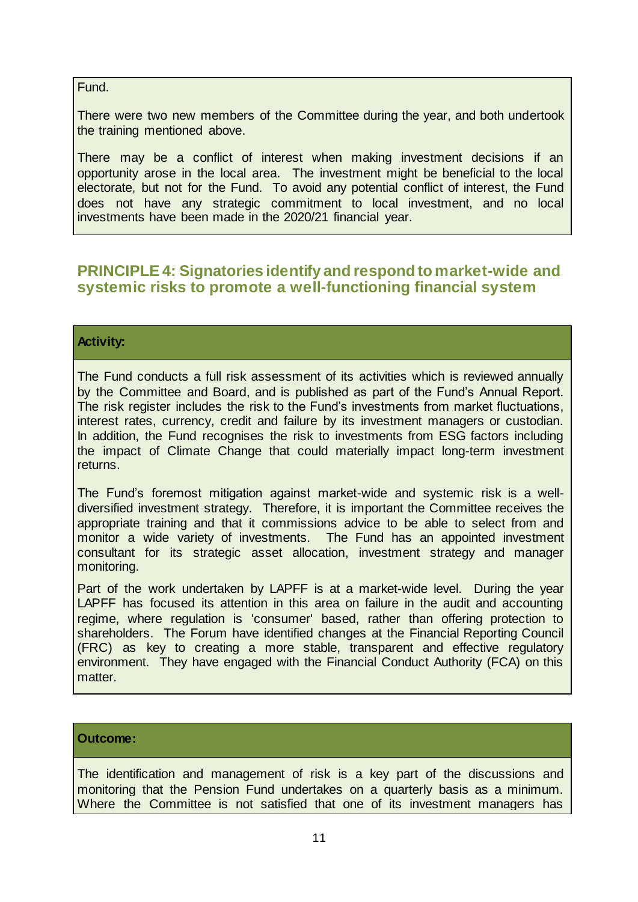Fund.

There were two new members of the Committee during the year, and both undertook the training mentioned above.

There may be a conflict of interest when making investment decisions if an opportunity arose in the local area. The investment might be beneficial to the local electorate, but not for the Fund. To avoid any potential conflict of interest, the Fund does not have any strategic commitment to local investment, and no local investments have been made in the 2020/21 financial year.

## PRINCIPLE 4: Signatories identify and respond to market-wide and systemic risks to promote a well-functioning financial system

**Activity:**

The Fund conducts a full risk assessment of its activities which is reviewed annually by the Committee and Board, and is published as part of the Fund's Annual Report. The risk register includes the risk to the Fund's investments from market fluctuations, interest rates, currency, credit and failure by its investment managers or custodian. In addition, the Fund recognises the risk to investments from ESG factors including the impact of Climate Change that could materially impact long-term investment returns.

The Fund's foremost mitigation against market-wide and systemic risk is a well-diversified investment strategy. Therefore, it is important the Committee receives the appropriate training and that it commissions advice to be able to select from and monitor a wide variety of investments. The Fund has an appointed investment consultant for its strategic asset allocation, investment strategy and manager monitoring.

Part of the work undertaken by LAPFF is at a market-wide level. During the year LAPFF has focused its attention in this area on failure in the audit and accounting regime, where regulation is 'consumer' based, rather than offering protection to shareholders. The Forum have identified changes at the Financial Reporting Council (FRC) as key to creating a more stable, transparent and effective regulatory environment. They have engaged with the Financial Conduct Authority (FCA) on this matter.

**Outcome:**

The identification and management of risk is a key part of the discussions and monitoring that the Pension Fund undertakes on a quarterly basis as a minimum. Where the Committee is not satisfied that one of its investment managers has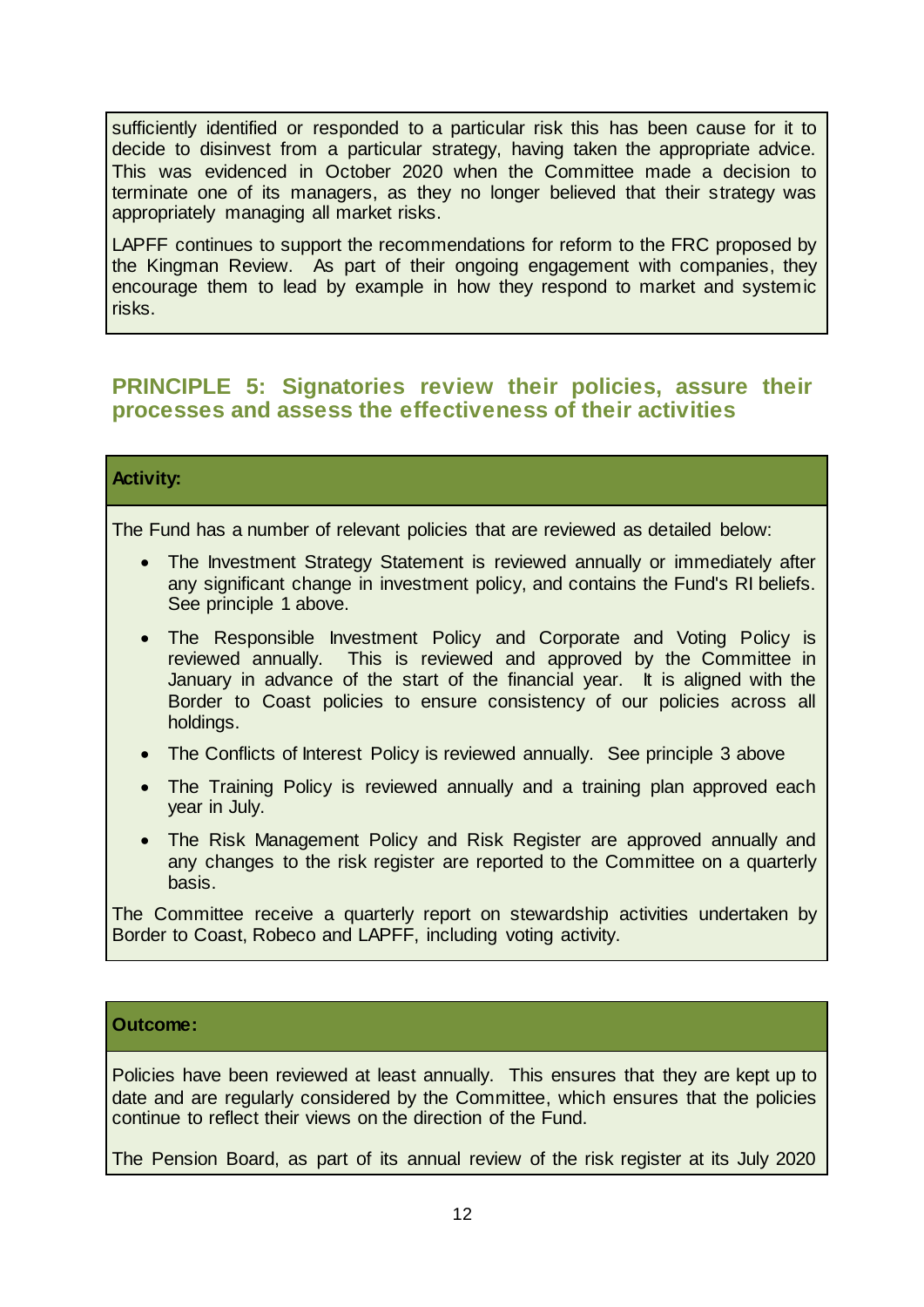sufficiently identified or responded to a particular risk this has been cause for it to decide to disinvest from a particular strategy, having taken the appropriate advice. This was evidenced in October 2020 when the Committee made a decision to terminate one of its managers, as they no longer believed that their strategy was appropriately managing all market risks.

LAPFF continues to support the recommendations for reform to the FRC proposed by the Kingman Review. As part of their ongoing engagement with companies, they encourage them to lead by example in how they respond to market and systemic risks.

## PRINCIPLE 5: Signatories review their policies, assure their processes and assess the effectiveness of their activities

**Activity:**

The Fund has a number of relevant policies that are reviewed as detailed below:

- The Investment Strategy Statement is reviewed annually or immediately after any significant change in investment policy, and contains the Fund's RI beliefs. See principle 1 above.
- The Responsible Investment Policy and Corporate and Voting Policy is reviewed annually. This is reviewed and approved by the Committee in January in advance of the start of the financial year. It is aligned with the Border to Coast policies to ensure consistency of our policies across all holdings.
- The Conflicts of Interest Policy is reviewed annually. See principle 3 above
- The Training Policy is reviewed annually and a training plan approved each year in July.
- The Risk Management Policy and Risk Register are approved annually and any changes to the risk register are reported to the Committee on a quarterly basis.

The Committee receive a quarterly report on stewardship activities undertaken by Border to Coast, Robeco and LAPFF, including voting activity.

**Outcome:**

Policies have been reviewed at least annually. This ensures that they are kept up to date and are regularly considered by the Committee, which ensures that the policies continue to reflect their views on the direction of the Fund.

The Pension Board, as part of its annual review of the risk register at its July 2020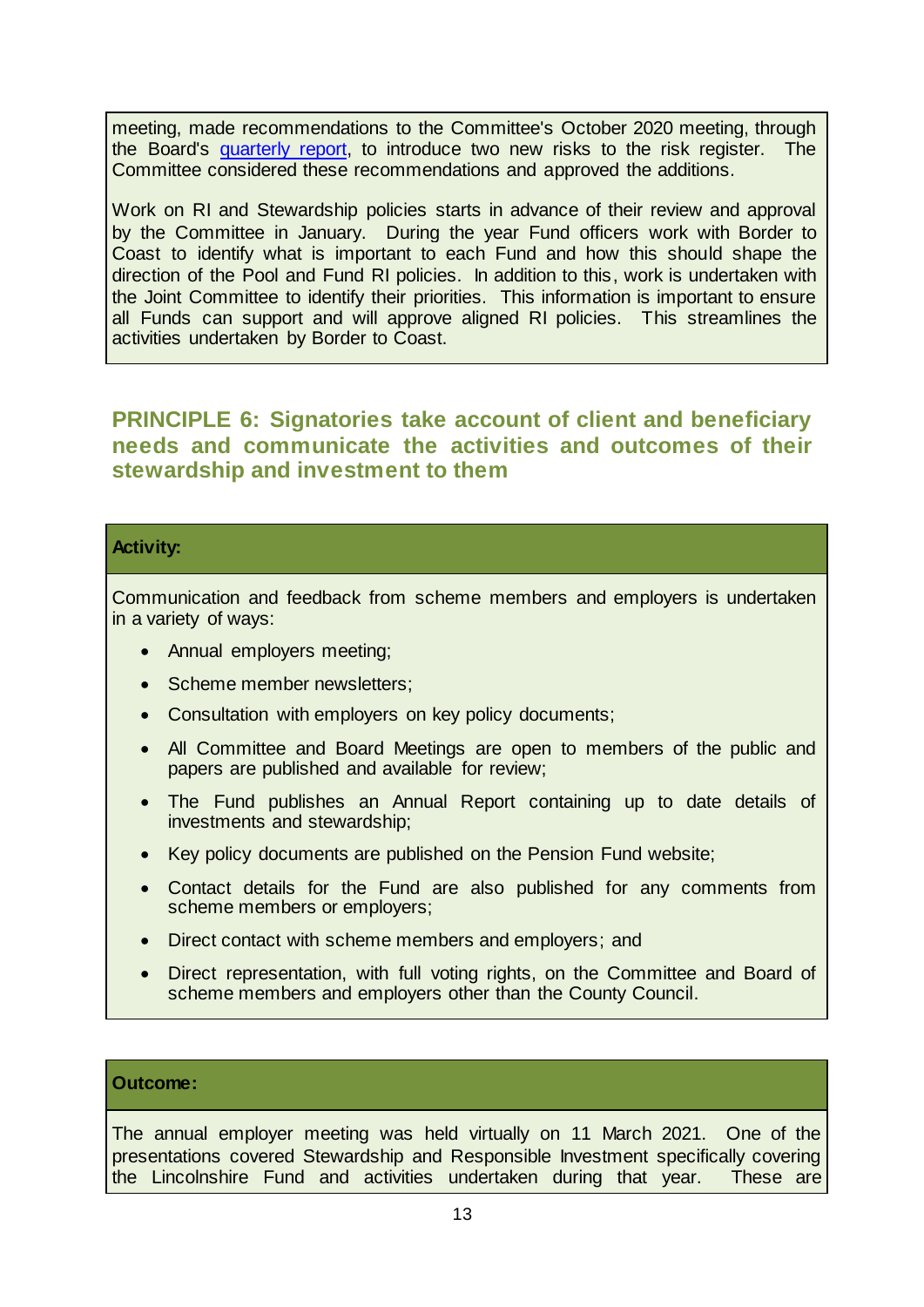meeting, made recommendations to the Committee's October 2020 meeting, through the Board's [quarterly report](), to introduce two new risks to the risk register. The Committee considered these recommendations and approved the additions.

Work on RI and Stewardship policies starts in advance of their review and approval by the Committee in January. During the year Fund officers work with Border to Coast to identify what is important to each Fund and how this should shape the direction of the Pool and Fund RI policies. In addition to this, work is undertaken with the Joint Committee to identify their priorities. This information is important to ensure all Funds can support and will approve aligned RI policies. This streamlines the activities undertaken by Border to Coast.

## PRINCIPLE 6: Signatories take account of client and beneficiary needs and communicate the activities and outcomes of their stewardship and investment to them

**Activity:**

Communication and feedback from scheme members and employers is undertaken in a variety of ways:

- Annual employers meeting;
- Scheme member newsletters;
- Consultation with employers on key policy documents;
- All Committee and Board Meetings are open to members of the public and papers are published and available for review;
- The Fund publishes an Annual Report containing up to date details of investments and stewardship;
- Key policy documents are published on the Pension Fund website;
- Contact details for the Fund are also published for any comments from scheme members or employers;
- Direct contact with scheme members and employers; and
- Direct representation, with full voting rights, on the Committee and Board of scheme members and employers other than the County Council.

**Outcome:**

The annual employer meeting was held virtually on 11 March 2021. One of the presentations covered Stewardship and Responsible Investment specifically covering the Lincolnshire Fund and activities undertaken during that year. These are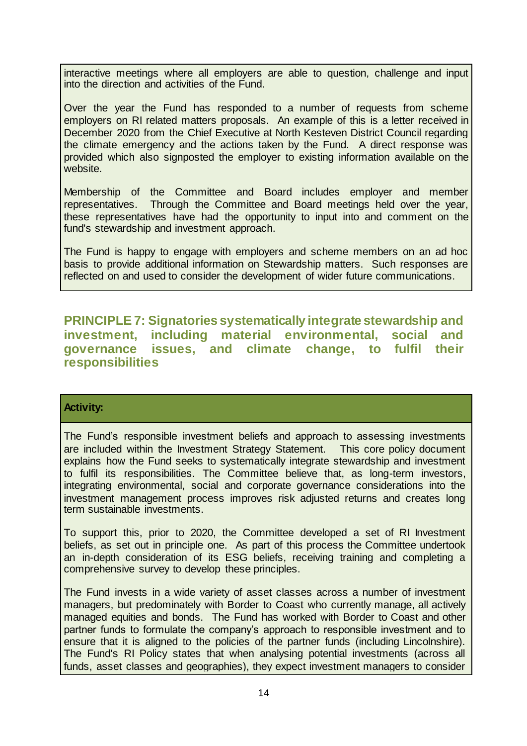interactive meetings where all employers are able to question, challenge and input into the direction and activities of the Fund.

Over the year the Fund has responded to a number of requests from scheme employers on RI related matters proposals. An example of this is a letter received in December 2020 from the Chief Executive at North Kesteven District Council regarding the climate emergency and the actions taken by the Fund. A direct response was provided which also signposted the employer to existing information available on the website.

Membership of the Committee and Board includes employer and member representatives. Through the Committee and Board meetings held over the year, these representatives have had the opportunity to input into and comment on the fund's stewardship and investment approach.

The Fund is happy to engage with employers and scheme members on an ad hoc basis to provide additional information on Stewardship matters. Such responses are reflected on and used to consider the development of wider future communications.

## PRINCIPLE 7: Signatories systematically integrate stewardship and investment, including material environmental, social and governance issues, and climate change, to fulfil their responsibilities

**Activity:**

The Fund's responsible investment beliefs and approach to assessing investments are included within the Investment Strategy Statement. This core policy document explains how the Fund seeks to systematically integrate stewardship and investment to fulfil its responsibilities. The Committee believe that, as long-term investors, integrating environmental, social and corporate governance considerations into the investment management process improves risk adjusted returns and creates long term sustainable investments.

To support this, prior to 2020, the Committee developed a set of RI Investment beliefs, as set out in principle one. As part of this process the Committee undertook an in-depth consideration of its ESG beliefs, receiving training and completing a comprehensive survey to develop these principles.

The Fund invests in a wide variety of asset classes across a number of investment managers, but predominately with Border to Coast who currently manage, all actively managed equities and bonds. The Fund has worked with Border to Coast and other partner funds to formulate the company's approach to responsible investment and to ensure that it is aligned to the policies of the partner funds (including Lincolnshire). The Fund's RI Policy states that when analysing potential investments (across all funds, asset classes and geographies), they expect investment managers to consider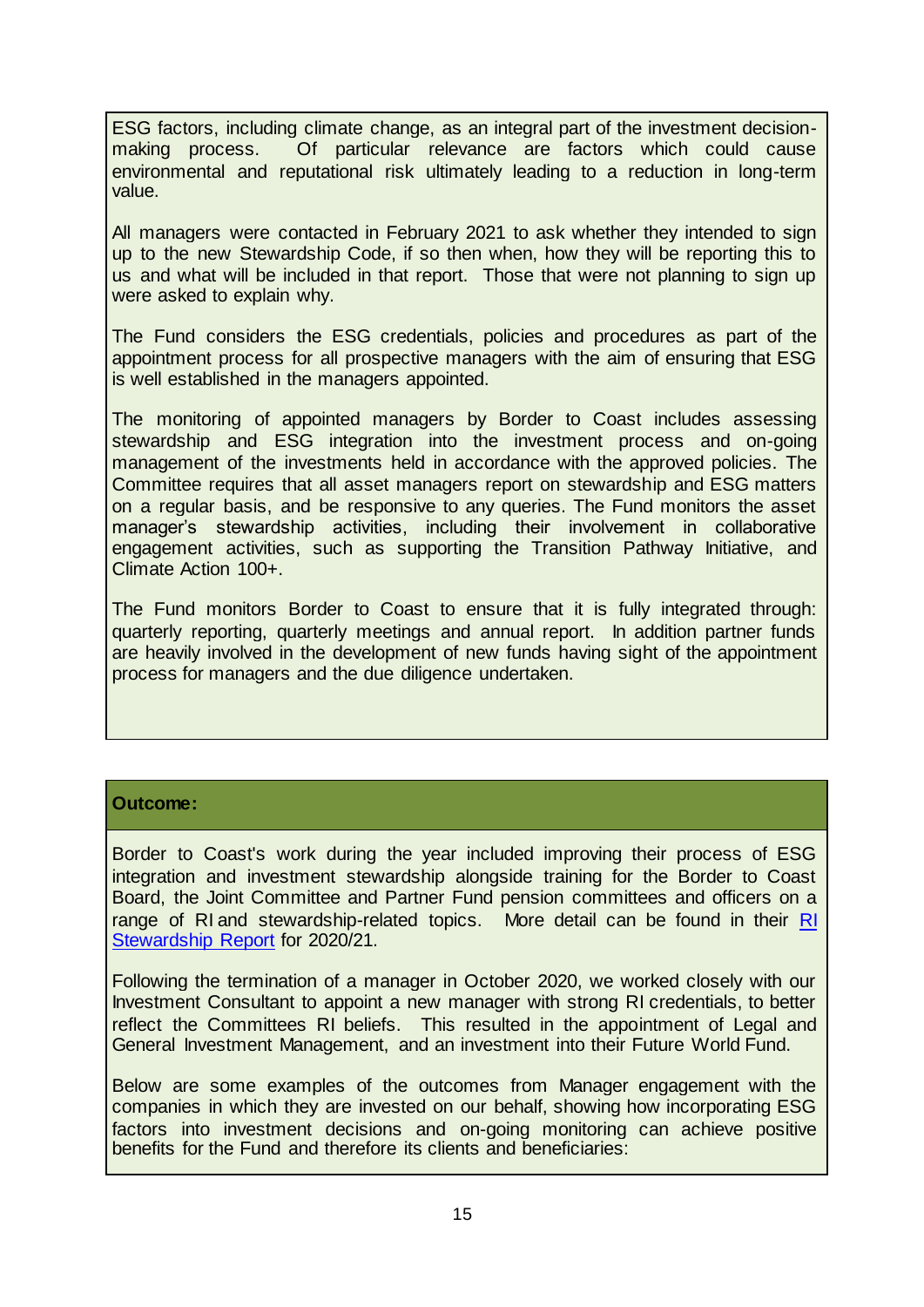ESG factors, including climate change, as an integral part of the investment decision-making process. Of particular relevance are factors which could cause environmental and reputational risk ultimately leading to a reduction in long-term value.

All managers were contacted in February 2021 to ask whether they intended to sign up to the new Stewardship Code, if so then when, how they will be reporting this to us and what will be included in that report. Those that were not planning to sign up were asked to explain why.

The Fund considers the ESG credentials, policies and procedures as part of the appointment process for all prospective managers with the aim of ensuring that ESG is well established in the managers appointed.

The monitoring of appointed managers by Border to Coast includes assessing stewardship and ESG integration into the investment process and on-going management of the investments held in accordance with the approved policies. The Committee requires that all asset managers report on stewardship and ESG matters on a regular basis, and be responsive to any queries. The Fund monitors the asset manager's stewardship activities, including their involvement in collaborative engagement activities, such as supporting the Transition Pathway Initiative, and Climate Action 100+.

The Fund monitors Border to Coast to ensure that it is fully integrated through: quarterly reporting, quarterly meetings and annual report. In addition partner funds are heavily involved in the development of new funds having sight of the appointment process for managers and the due diligence undertaken.

**Outcome:**

Border to Coast's work during the year included improving their process of ESG integration and investment stewardship alongside training for the Border to Coast Board, the Joint Committee and Partner Fund pension committees and officers on a range of RI and stewardship-related topics. More detail can be found in their RI Stewardship Report for 2020/21.

Following the termination of a manager in October 2020, we worked closely with our Investment Consultant to appoint a new manager with strong RI credentials, to better reflect the Committees RI beliefs. This resulted in the appointment of Legal and General Investment Management, and an investment into their Future World Fund.

Below are some examples of the outcomes from Manager engagement with the companies in which they are invested on our behalf, showing how incorporating ESG factors into investment decisions and on-going monitoring can achieve positive benefits for the Fund and therefore its clients and beneficiaries: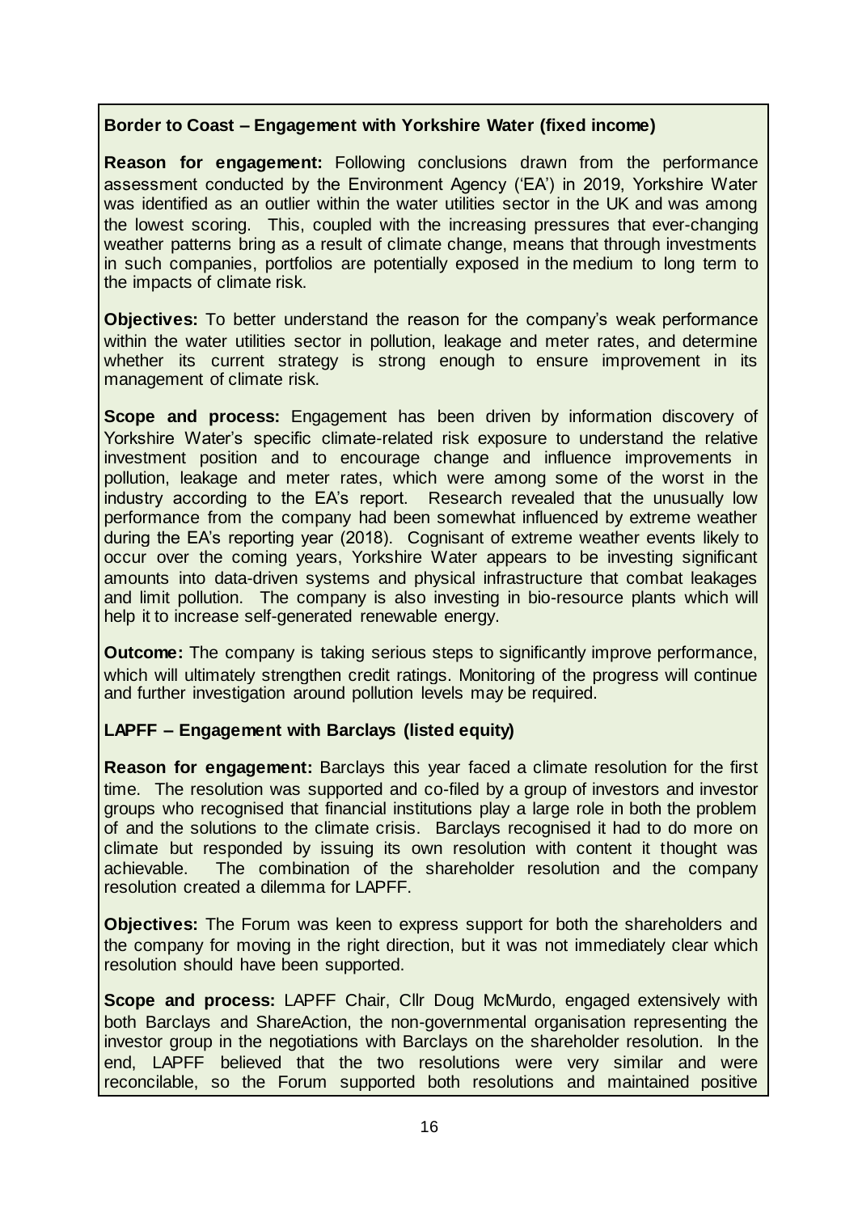**Border to Coast – Engagement with Yorkshire Water (fixed income)**

**Reason for engagement:** Following conclusions drawn from the performance assessment conducted by the Environment Agency ('EA') in 2019, Yorkshire Water was identified as an outlier within the water utilities sector in the UK and was among the lowest scoring. This, coupled with the increasing pressures that ever-changing weather patterns bring as a result of climate change, means that through investments in such companies, portfolios are potentially exposed in the medium to long term to the impacts of climate risk.

**Objectives:** To better understand the reason for the company's weak performance within the water utilities sector in pollution, leakage and meter rates, and determine whether its current strategy is strong enough to ensure improvement in its management of climate risk.

**Scope and process:** Engagement has been driven by information discovery of Yorkshire Water's specific climate-related risk exposure to understand the relative investment position and to encourage change and influence improvements in pollution, leakage and meter rates, which were among some of the worst in the industry according to the EA's report. Research revealed that the unusually low performance from the company had been somewhat influenced by extreme weather during the EA's reporting year (2018). Cognisant of extreme weather events likely to occur over the coming years, Yorkshire Water appears to be investing significant amounts into data-driven systems and physical infrastructure that combat leakages and limit pollution. The company is also investing in bio-resource plants which will help it to increase self-generated renewable energy.

**Outcome:** The company is taking serious steps to significantly improve performance, which will ultimately strengthen credit ratings. Monitoring of the progress will continue and further investigation around pollution levels may be required.

**LAPFF – Engagement with Barclays (listed equity)**

**Reason for engagement:** Barclays this year faced a climate resolution for the first time. The resolution was supported and co-filed by a group of investors and investor groups who recognised that financial institutions play a large role in both the problem of and the solutions to the climate crisis. Barclays recognised it had to do more on climate but responded by issuing its own resolution with content it thought was achievable. The combination of the shareholder resolution and the company resolution created a dilemma for LAPFF.

**Objectives:** The Forum was keen to express support for both the shareholders and the company for moving in the right direction, but it was not immediately clear which resolution should have been supported.

**Scope and process:** LAPFF Chair, Cllr Doug McMurdo, engaged extensively with both Barclays and ShareAction, the non-governmental organisation representing the investor group in the negotiations with Barclays on the shareholder resolution. In the end, LAPFF believed that the two resolutions were very similar and were reconcilable, so the Forum supported both resolutions and maintained positive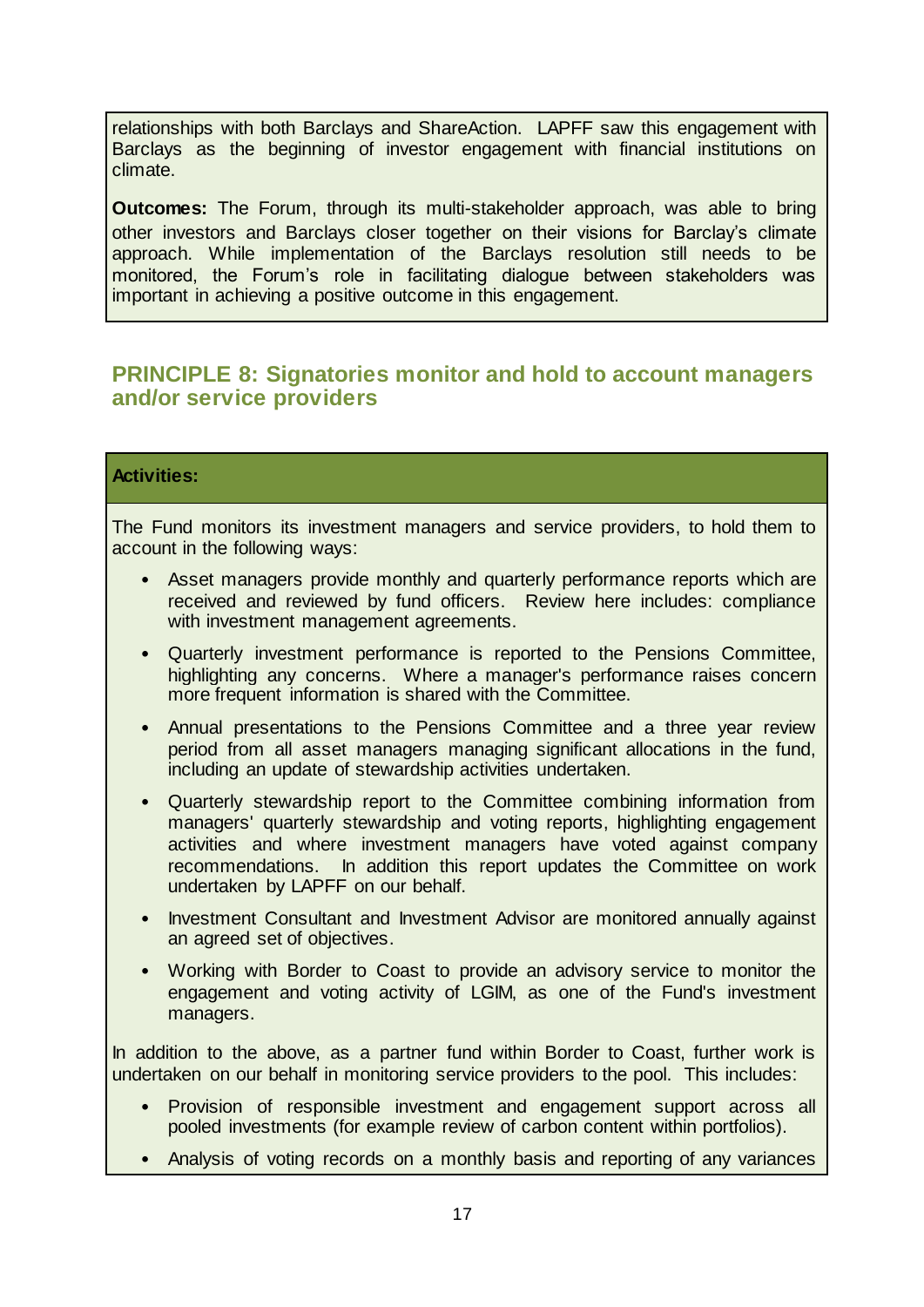relationships with both Barclays and ShareAction. LAPFF saw this engagement with Barclays as the beginning of investor engagement with financial institutions on climate.

**Outcomes:** The Forum, through its multi-stakeholder approach, was able to bring other investors and Barclays closer together on their visions for Barclay's climate approach. While implementation of the Barclays resolution still needs to be monitored, the Forum's role in facilitating dialogue between stakeholders was important in achieving a positive outcome in this engagement.

## PRINCIPLE 8: Signatories monitor and hold to account managers and/or service providers

**Activities:**

The Fund monitors its investment managers and service providers, to hold them to account in the following ways:

- Asset managers provide monthly and quarterly performance reports which are received and reviewed by fund officers. Review here includes: compliance with investment management agreements.
- Quarterly investment performance is reported to the Pensions Committee, highlighting any concerns. Where a manager's performance raises concern more frequent information is shared with the Committee.
- Annual presentations to the Pensions Committee and a three year review period from all asset managers managing significant allocations in the fund, including an update of stewardship activities undertaken.
- Quarterly stewardship report to the Committee combining information from managers' quarterly stewardship and voting reports, highlighting engagement activities and where investment managers have voted against company recommendations. In addition this report updates the Committee on work undertaken by LAPFF on our behalf.
- Investment Consultant and Investment Advisor are monitored annually against an agreed set of objectives.
- Working with Border to Coast to provide an advisory service to monitor the engagement and voting activity of LGIM, as one of the Fund's investment managers.

In addition to the above, as a partner fund within Border to Coast, further work is undertaken on our behalf in monitoring service providers to the pool. This includes:

- Provision of responsible investment and engagement support across all pooled investments (for example review of carbon content within portfolios).
- Analysis of voting records on a monthly basis and reporting of any variances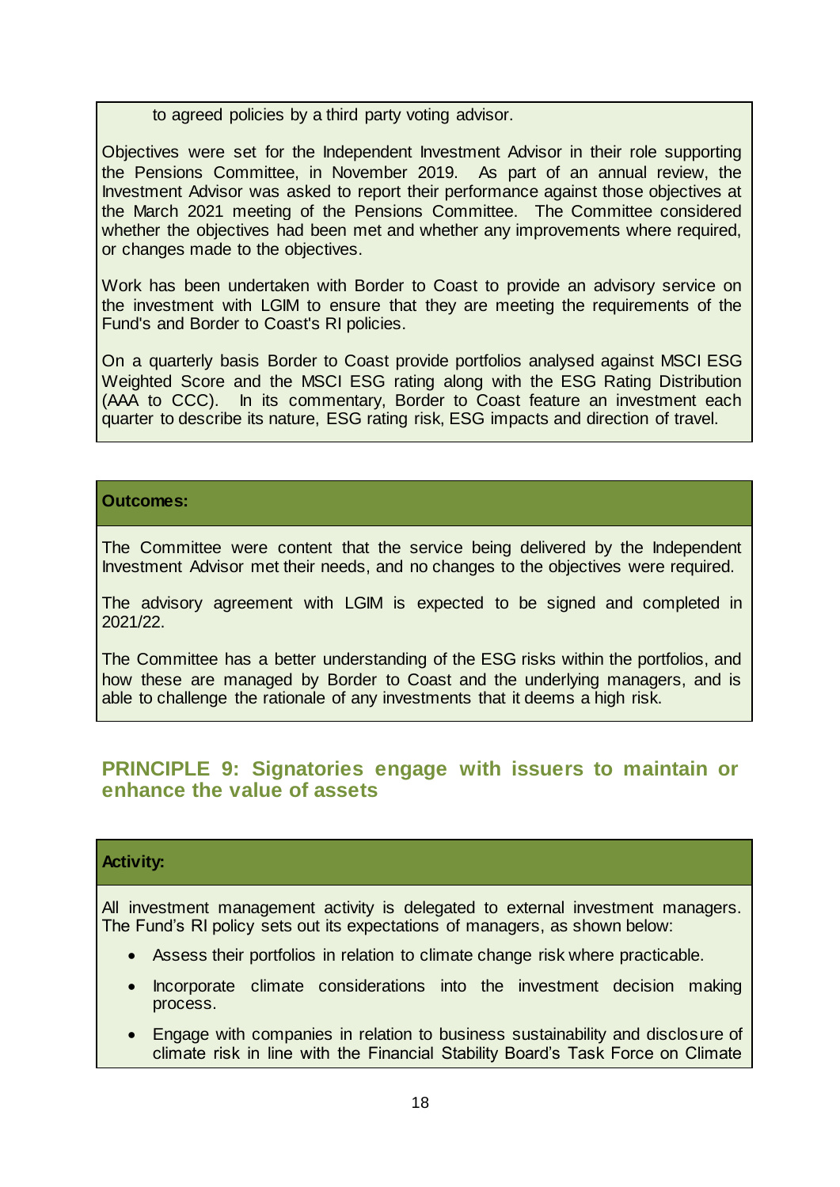to agreed policies by a third party voting advisor.

Objectives were set for the Independent Investment Advisor in their role supporting the Pensions Committee, in November 2019. As part of an annual review, the Investment Advisor was asked to report their performance against those objectives at the March 2021 meeting of the Pensions Committee. The Committee considered whether the objectives had been met and whether any improvements where required, or changes made to the objectives.

Work has been undertaken with Border to Coast to provide an advisory service on the investment with LGIM to ensure that they are meeting the requirements of the Fund's and Border to Coast's RI policies.

On a quarterly basis Border to Coast provide portfolios analysed against MSCI ESG Weighted Score and the MSCI ESG rating along with the ESG Rating Distribution (AAA to CCC). In its commentary, Border to Coast feature an investment each quarter to describe its nature, ESG rating risk, ESG impacts and direction of travel.

**Outcomes:**

The Committee were content that the service being delivered by the Independent Investment Advisor met their needs, and no changes to the objectives were required.

The advisory agreement with LGIM is expected to be signed and completed in 2021/22.

The Committee has a better understanding of the ESG risks within the portfolios, and how these are managed by Border to Coast and the underlying managers, and is able to challenge the rationale of any investments that it deems a high risk.

## PRINCIPLE 9: Signatories engage with issuers to maintain or enhance the value of assets

**Activity:**

All investment management activity is delegated to external investment managers. The Fund's RI policy sets out its expectations of managers, as shown below:

- Assess their portfolios in relation to climate change risk where practicable.
- Incorporate climate considerations into the investment decision making process.
- Engage with companies in relation to business sustainability and disclosure of climate risk in line with the Financial Stability Board's Task Force on Climate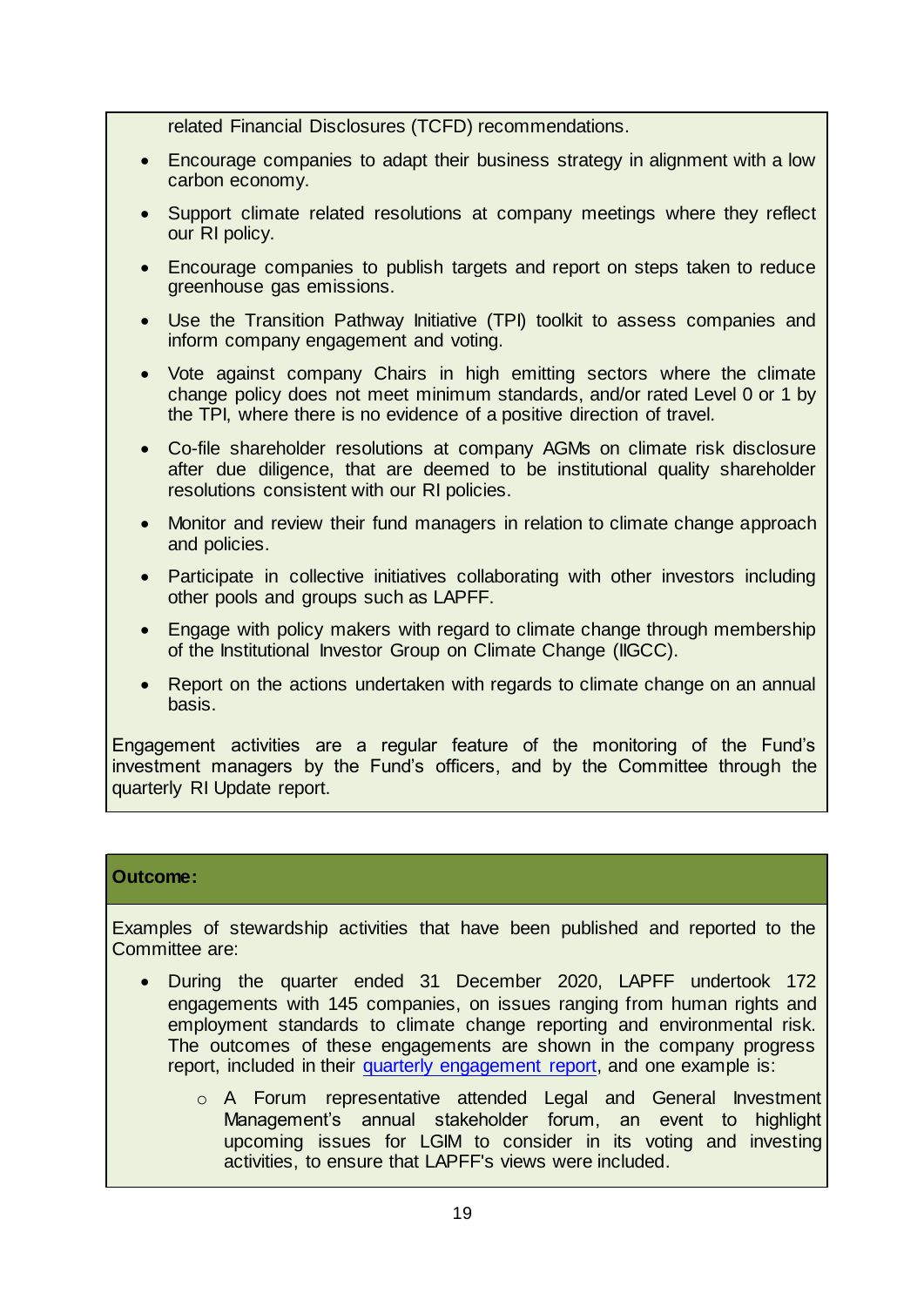related Financial Disclosures (TCFD) recommendations.

- Encourage companies to adapt their business strategy in alignment with a low carbon economy.
- Support climate related resolutions at company meetings where they reflect our RI policy.
- Encourage companies to publish targets and report on steps taken to reduce greenhouse gas emissions.
- Use the Transition Pathway Initiative (TPI) toolkit to assess companies and inform company engagement and voting.
- Vote against company Chairs in high emitting sectors where the climate change policy does not meet minimum standards, and/or rated Level 0 or 1 by the TPI, where there is no evidence of a positive direction of travel.
- Co-file shareholder resolutions at company AGMs on climate risk disclosure after due diligence, that are deemed to be institutional quality shareholder resolutions consistent with our RI policies.
- Monitor and review their fund managers in relation to climate change approach and policies.
- Participate in collective initiatives collaborating with other investors including other pools and groups such as LAPFF.
- Engage with policy makers with regard to climate change through membership of the Institutional Investor Group on Climate Change (IIGCC).
- Report on the actions undertaken with regards to climate change on an annual basis.

Engagement activities are a regular feature of the monitoring of the Fund's investment managers by the Fund's officers, and by the Committee through the quarterly RI Update report.

**Outcome:**

Examples of stewardship activities that have been published and reported to the Committee are:

- During the quarter ended 31 December 2020, LAPFF undertook 172 engagements with 145 companies, on issues ranging from human rights and employment standards to climate change reporting and environmental risk. The outcomes of these engagements are shown in the company progress report, included in their quarterly engagement report, and one example is:
  - A Forum representative attended Legal and General Investment Management's annual stakeholder forum, an event to highlight upcoming issues for LGIM to consider in its voting and investing activities, to ensure that LAPFF's views were included.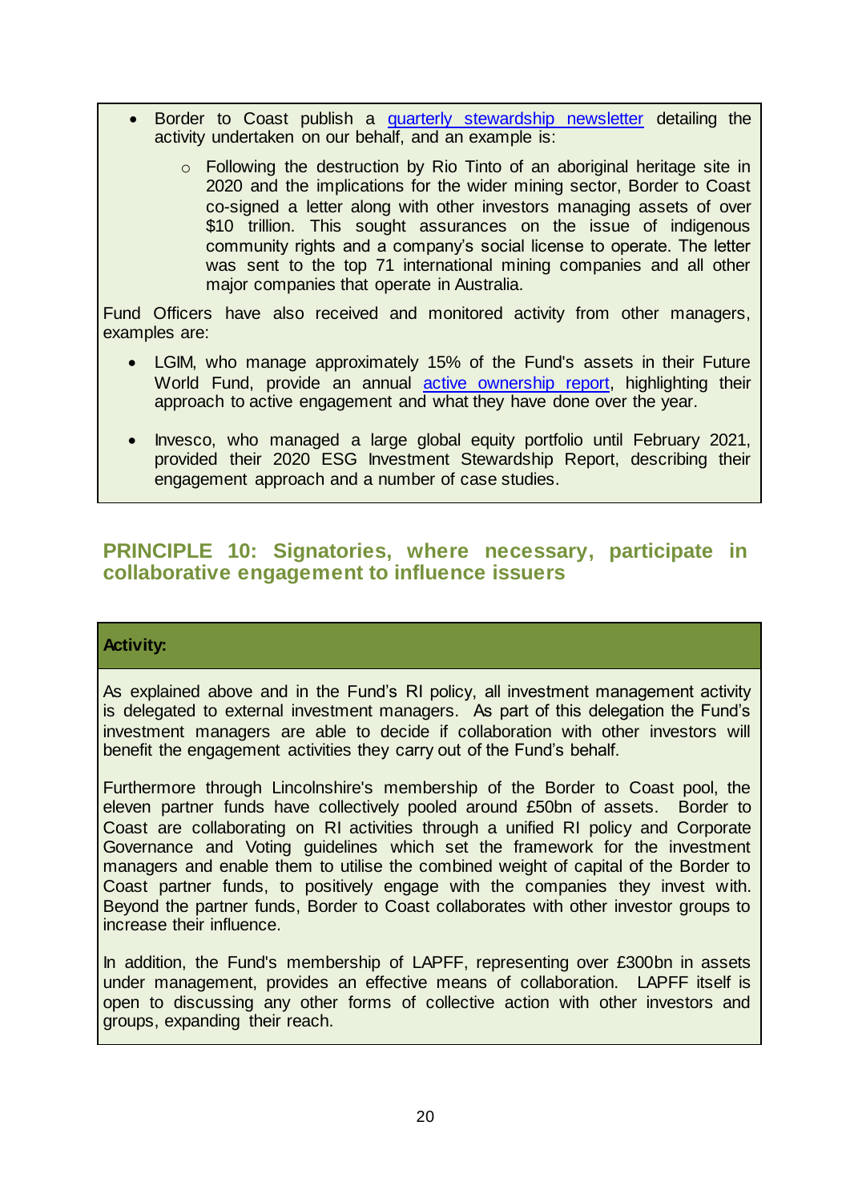- Border to Coast publish a [quarterly stewardship newsletter] detailing the activity undertaken on our behalf, and an example is:
  - Following the destruction by Rio Tinto of an aboriginal heritage site in 2020 and the implications for the wider mining sector, Border to Coast co-signed a letter along with other investors managing assets of over $10 trillion. This sought assurances on the issue of indigenous community rights and a company's social license to operate. The letter was sent to the top 71 international mining companies and all other major companies that operate in Australia.

Fund Officers have also received and monitored activity from other managers, examples are:

- LGIM, who manage approximately 15% of the Fund's assets in their Future World Fund, provide an annual [active ownership report], highlighting their approach to active engagement and what they have done over the year.
- Invesco, who managed a large global equity portfolio until February 2021, provided their 2020 ESG Investment Stewardship Report, describing their engagement approach and a number of case studies.

## PRINCIPLE 10: Signatories, where necessary, participate in collaborative engagement to influence issuers

**Activity:**

As explained above and in the Fund's RI policy, all investment management activity is delegated to external investment managers. As part of this delegation the Fund's investment managers are able to decide if collaboration with other investors will benefit the engagement activities they carry out of the Fund's behalf.

Furthermore through Lincolnshire's membership of the Border to Coast pool, the eleven partner funds have collectively pooled around £50bn of assets. Border to Coast are collaborating on RI activities through a unified RI policy and Corporate Governance and Voting guidelines which set the framework for the investment managers and enable them to utilise the combined weight of capital of the Border to Coast partner funds, to positively engage with the companies they invest with. Beyond the partner funds, Border to Coast collaborates with other investor groups to increase their influence.

In addition, the Fund's membership of LAPFF, representing over £300bn in assets under management, provides an effective means of collaboration. LAPFF itself is open to discussing any other forms of collective action with other investors and groups, expanding their reach.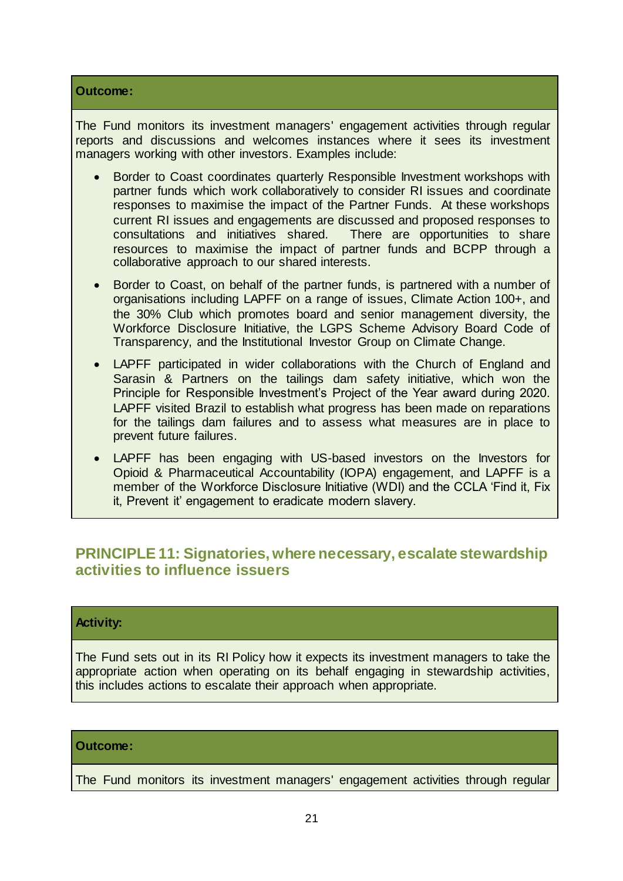**Outcome:**

The Fund monitors its investment managers' engagement activities through regular reports and discussions and welcomes instances where it sees its investment managers working with other investors. Examples include:

- Border to Coast coordinates quarterly Responsible Investment workshops with partner funds which work collaboratively to consider RI issues and coordinate responses to maximise the impact of the Partner Funds. At these workshops current RI issues and engagements are discussed and proposed responses to consultations and initiatives shared. There are opportunities to share resources to maximise the impact of partner funds and BCPP through a collaborative approach to our shared interests.
- Border to Coast, on behalf of the partner funds, is partnered with a number of organisations including LAPFF on a range of issues, Climate Action 100+, and the 30% Club which promotes board and senior management diversity, the Workforce Disclosure Initiative, the LGPS Scheme Advisory Board Code of Transparency, and the Institutional Investor Group on Climate Change.
- LAPFF participated in wider collaborations with the Church of England and Sarasin & Partners on the tailings dam safety initiative, which won the Principle for Responsible Investment's Project of the Year award during 2020. LAPFF visited Brazil to establish what progress has been made on reparations for the tailings dam failures and to assess what measures are in place to prevent future failures.
- LAPFF has been engaging with US-based investors on the Investors for Opioid & Pharmaceutical Accountability (IOPA) engagement, and LAPFF is a member of the Workforce Disclosure Initiative (WDI) and the CCLA 'Find it, Fix it, Prevent it' engagement to eradicate modern slavery.

## PRINCIPLE 11: Signatories, where necessary, escalate stewardship activities to influence issuers

**Activity:**

The Fund sets out in its RI Policy how it expects its investment managers to take the appropriate action when operating on its behalf engaging in stewardship activities, this includes actions to escalate their approach when appropriate.

**Outcome:**

The Fund monitors its investment managers' engagement activities through regular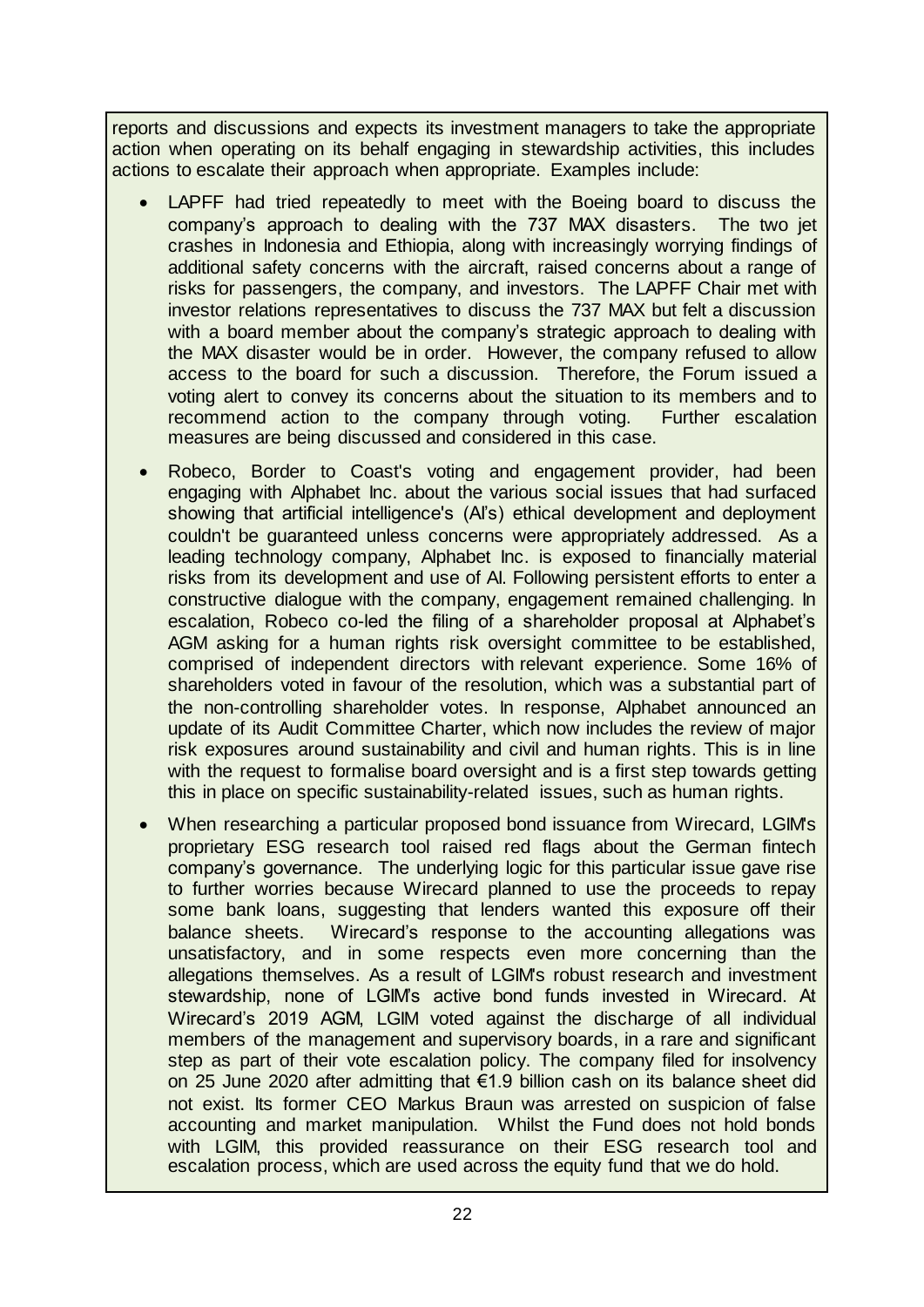reports and discussions and expects its investment managers to take the appropriate action when operating on its behalf engaging in stewardship activities, this includes actions to escalate their approach when appropriate. Examples include:

- LAPFF had tried repeatedly to meet with the Boeing board to discuss the company's approach to dealing with the 737 MAX disasters. The two jet crashes in Indonesia and Ethiopia, along with increasingly worrying findings of additional safety concerns with the aircraft, raised concerns about a range of risks for passengers, the company, and investors. The LAPFF Chair met with investor relations representatives to discuss the 737 MAX but felt a discussion with a board member about the company's strategic approach to dealing with the MAX disaster would be in order. However, the company refused to allow access to the board for such a discussion. Therefore, the Forum issued a voting alert to convey its concerns about the situation to its members and to recommend action to the company through voting. Further escalation measures are being discussed and considered in this case.
- Robeco, Border to Coast's voting and engagement provider, had been engaging with Alphabet Inc. about the various social issues that had surfaced showing that artificial intelligence's (AI's) ethical development and deployment couldn't be guaranteed unless concerns were appropriately addressed. As a leading technology company, Alphabet Inc. is exposed to financially material risks from its development and use of AI. Following persistent efforts to enter a constructive dialogue with the company, engagement remained challenging. In escalation, Robeco co-led the filing of a shareholder proposal at Alphabet's AGM asking for a human rights risk oversight committee to be established, comprised of independent directors with relevant experience. Some 16% of shareholders voted in favour of the resolution, which was a substantial part of the non-controlling shareholder votes. In response, Alphabet announced an update of its Audit Committee Charter, which now includes the review of major risk exposures around sustainability and civil and human rights. This is in line with the request to formalise board oversight and is a first step towards getting this in place on specific sustainability-related issues, such as human rights.
- When researching a particular proposed bond issuance from Wirecard, LGIM's proprietary ESG research tool raised red flags about the German fintech company's governance. The underlying logic for this particular issue gave rise to further worries because Wirecard planned to use the proceeds to repay some bank loans, suggesting that lenders wanted this exposure off their balance sheets. Wirecard's response to the accounting allegations was unsatisfactory, and in some respects even more concerning than the allegations themselves. As a result of LGIM's robust research and investment stewardship, none of LGIM's active bond funds invested in Wirecard. At Wirecard's 2019 AGM, LGIM voted against the discharge of all individual members of the management and supervisory boards, in a rare and significant step as part of their vote escalation policy. The company filed for insolvency on 25 June 2020 after admitting that €1.9 billion cash on its balance sheet did not exist. Its former CEO Markus Braun was arrested on suspicion of false accounting and market manipulation. Whilst the Fund does not hold bonds with LGIM, this provided reassurance on their ESG research tool and escalation process, which are used across the equity fund that we do hold.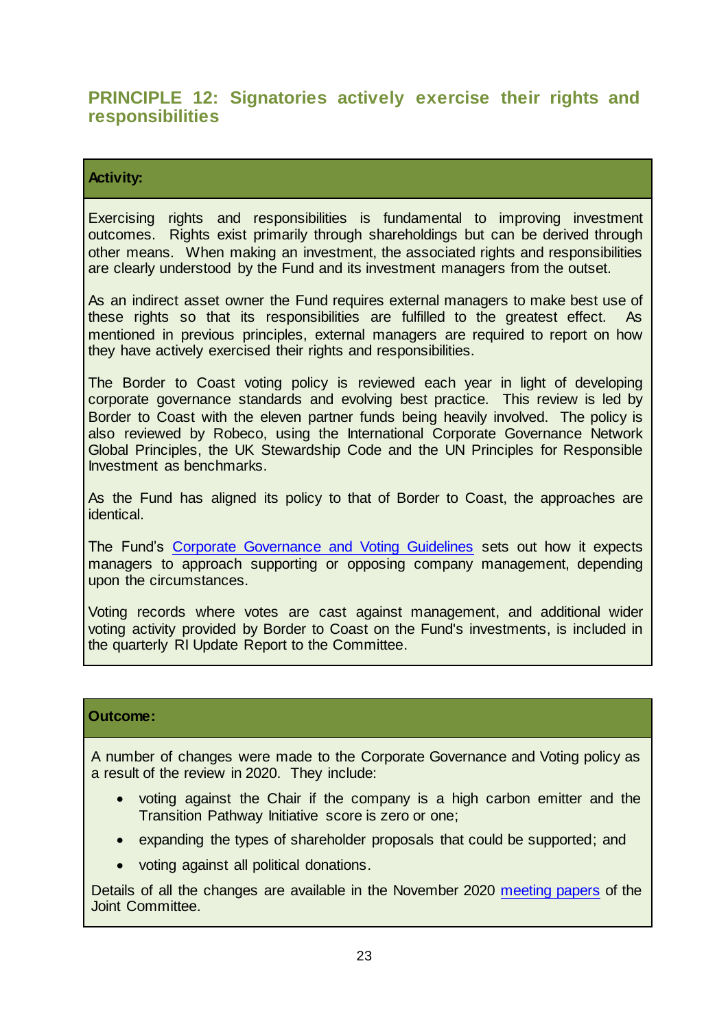## PRINCIPLE 12: Signatories actively exercise their rights and responsibilities

**Activity:**

Exercising rights and responsibilities is fundamental to improving investment outcomes. Rights exist primarily through shareholdings but can be derived through other means. When making an investment, the associated rights and responsibilities are clearly understood by the Fund and its investment managers from the outset.

As an indirect asset owner the Fund requires external managers to make best use of these rights so that its responsibilities are fulfilled to the greatest effect. As mentioned in previous principles, external managers are required to report on how they have actively exercised their rights and responsibilities.

The Border to Coast voting policy is reviewed each year in light of developing corporate governance standards and evolving best practice. This review is led by Border to Coast with the eleven partner funds being heavily involved. The policy is also reviewed by Robeco, using the International Corporate Governance Network Global Principles, the UK Stewardship Code and the UN Principles for Responsible Investment as benchmarks.

As the Fund has aligned its policy to that of Border to Coast, the approaches are identical.

The Fund's [Corporate Governance and Voting Guidelines] sets out how it expects managers to approach supporting or opposing company management, depending upon the circumstances.

Voting records where votes are cast against management, and additional wider voting activity provided by Border to Coast on the Fund's investments, is included in the quarterly RI Update Report to the Committee.

**Outcome:**

A number of changes were made to the Corporate Governance and Voting policy as a result of the review in 2020. They include:

- voting against the Chair if the company is a high carbon emitter and the Transition Pathway Initiative score is zero or one;
- expanding the types of shareholder proposals that could be supported; and
- voting against all political donations.

Details of all the changes are available in the November 2020 [meeting papers] of the Joint Committee.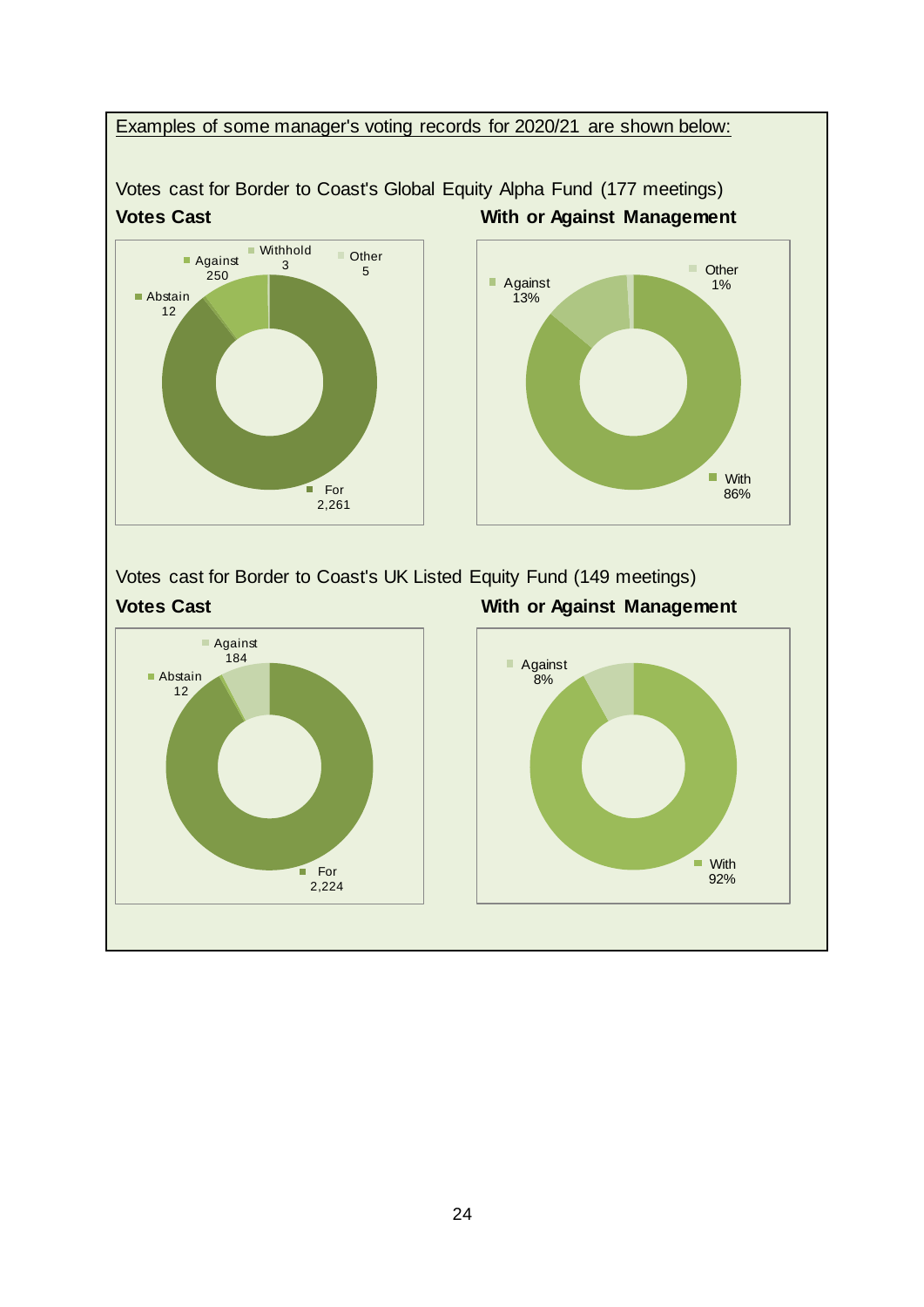Examples of some manager's voting records for 2020/21 are shown below:

Votes cast for Border to Coast's Global Equity Alpha Fund (177 meetings)

**Votes Cast**

| Vote | Number |
|---|---|
| For | 2,261 |
| Against | 250 |
| Abstain | 12 |
| Withhold | 3 |
| Other | 5 |

**With or Against Management**

| | % |
|---|---|
| With | 86% |
| Against | 13% |
| Other | 1% |

Votes cast for Border to Coast's UK Listed Equity Fund (149 meetings)

**Votes Cast**

| Vote | Number |
|---|---|
| For | 2,224 |
| Against | 184 |
| Abstain | 12 |

**With or Against Management**

| | % |
|---|---|
| With | 92% |
| Against | 8% |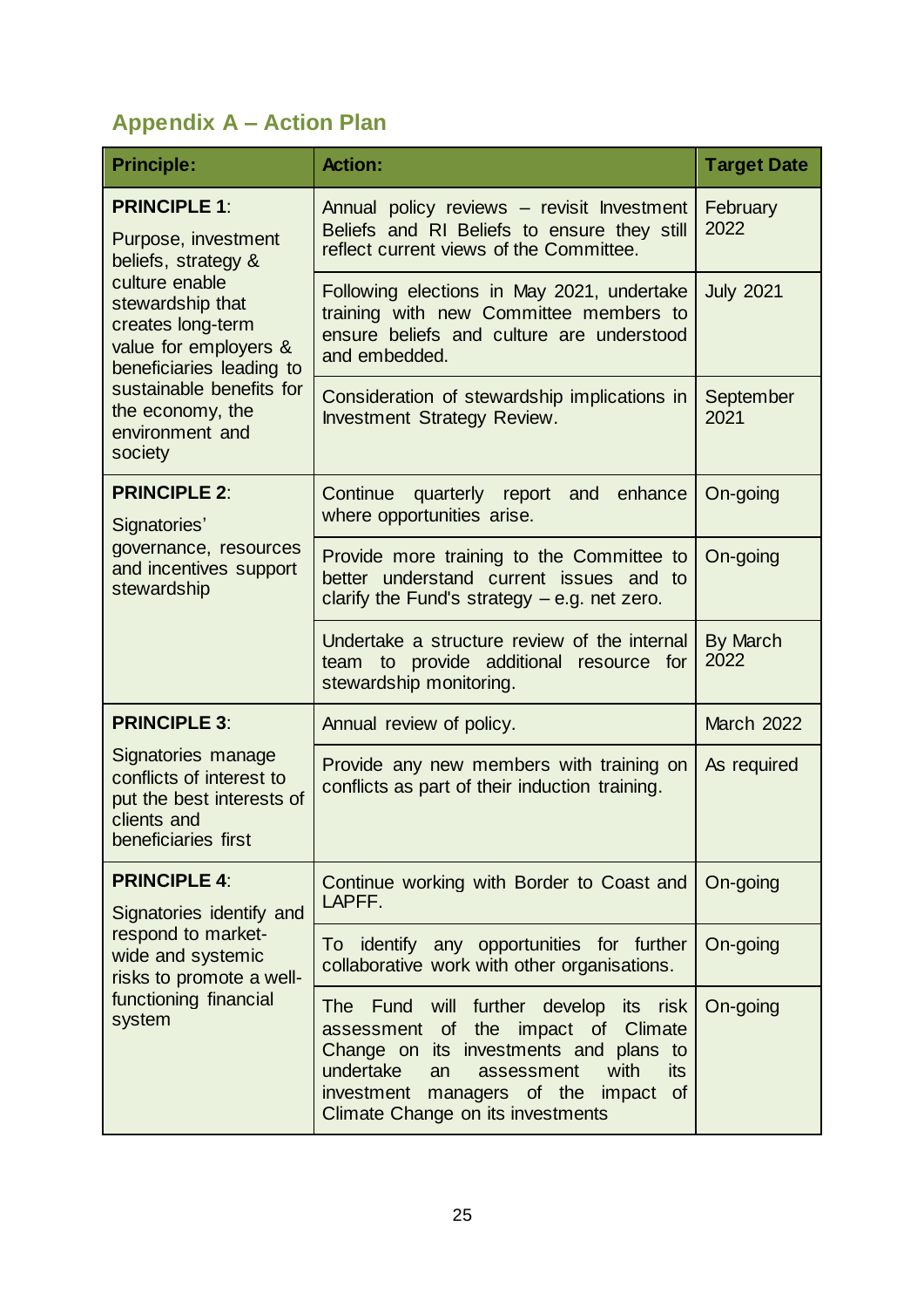## Appendix A – Action Plan

| Principle: | Action: | Target Date |
|---|---|---|
| **PRINCIPLE 1**: Purpose, investment beliefs, strategy & culture enable stewardship that creates long-term value for employers & beneficiaries leading to sustainable benefits for the economy, the environment and society | Annual policy reviews – revisit Investment Beliefs and RI Beliefs to ensure they still reflect current views of the Committee. | February 2022 |
| | Following elections in May 2021, undertake training with new Committee members to ensure beliefs and culture are understood and embedded. | July 2021 |
| | Consideration of stewardship implications in Investment Strategy Review. | September 2021 |
| **PRINCIPLE 2**: Signatories' governance, resources and incentives support stewardship | Continue quarterly report and enhance where opportunities arise. | On-going |
| | Provide more training to the Committee to better understand current issues and to clarify the Fund's strategy – e.g. net zero. | On-going |
| | Undertake a structure review of the internal team to provide additional resource for stewardship monitoring. | By March 2022 |
| **PRINCIPLE 3**: Signatories manage conflicts of interest to put the best interests of clients and beneficiaries first | Annual review of policy. | March 2022 |
| | Provide any new members with training on conflicts as part of their induction training. | As required |
| **PRINCIPLE 4**: Signatories identify and respond to market-wide and systemic risks to promote a well-functioning financial system | Continue working with Border to Coast and LAPFF. | On-going |
| | To identify any opportunities for further collaborative work with other organisations. | On-going |
| | The Fund will further develop its risk assessment of the impact of Climate Change on its investments and plans to undertake an assessment with its investment managers of the impact of Climate Change on its investments | On-going |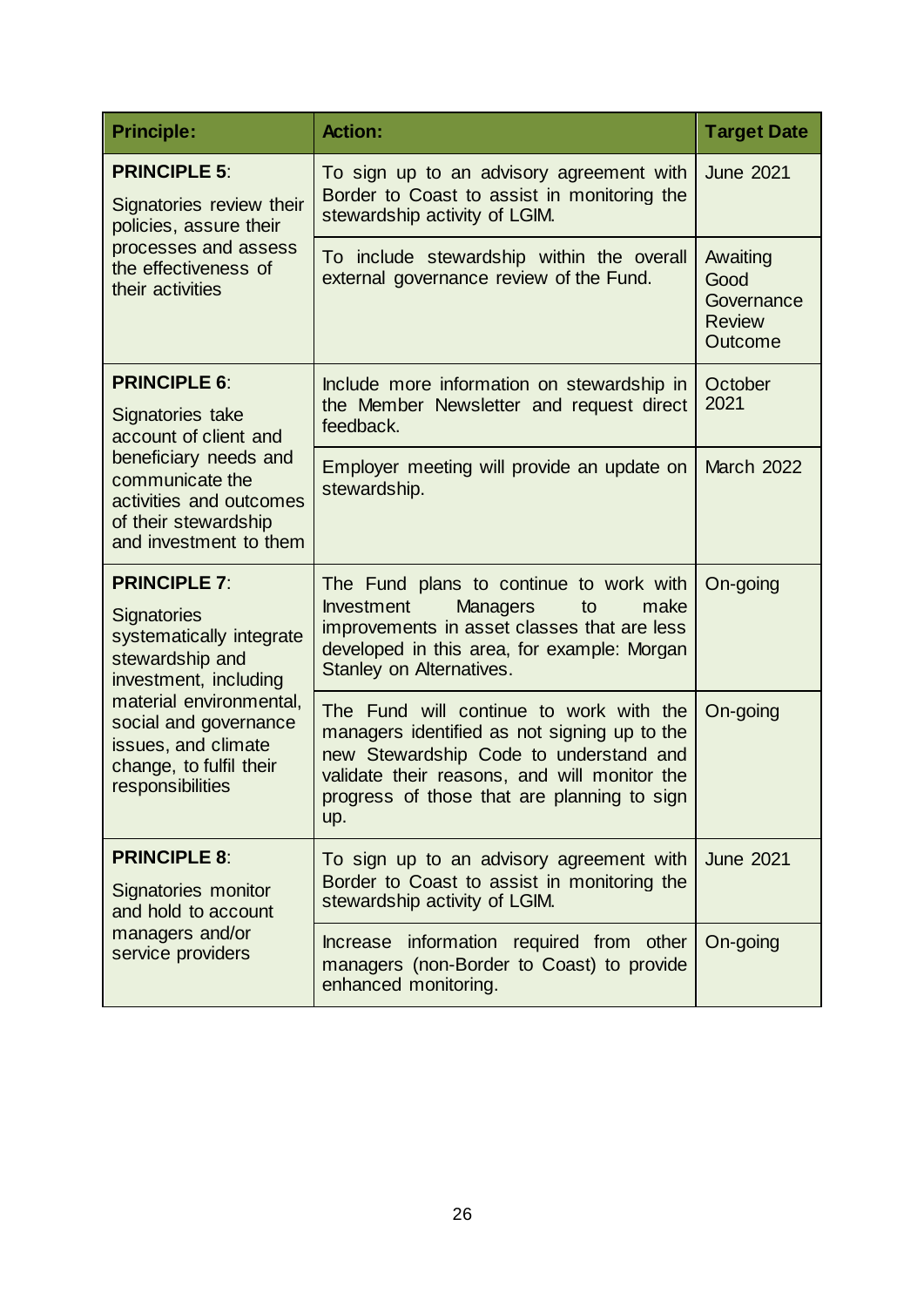| Principle: | Action: | Target Date |
|---|---|---|
| **PRINCIPLE 5**: Signatories review their policies, assure their processes and assess the effectiveness of their activities | To sign up to an advisory agreement with Border to Coast to assist in monitoring the stewardship activity of LGIM. | June 2021 |
| | To include stewardship within the overall external governance review of the Fund. | Awaiting Good Governance Review Outcome |
| **PRINCIPLE 6**: Signatories take account of client and beneficiary needs and communicate the activities and outcomes of their stewardship and investment to them | Include more information on stewardship in the Member Newsletter and request direct feedback. | October 2021 |
| | Employer meeting will provide an update on stewardship. | March 2022 |
| **PRINCIPLE 7**: Signatories systematically integrate stewardship and investment, including material environmental, social and governance issues, and climate change, to fulfil their responsibilities | The Fund plans to continue to work with Investment Managers to make improvements in asset classes that are less developed in this area, for example: Morgan Stanley on Alternatives. | On-going |
| | The Fund will continue to work with the managers identified as not signing up to the new Stewardship Code to understand and validate their reasons, and will monitor the progress of those that are planning to sign up. | On-going |
| **PRINCIPLE 8**: Signatories monitor and hold to account managers and/or service providers | To sign up to an advisory agreement with Border to Coast to assist in monitoring the stewardship activity of LGIM. | June 2021 |
| | Increase information required from other managers (non-Border to Coast) to provide enhanced monitoring. | On-going |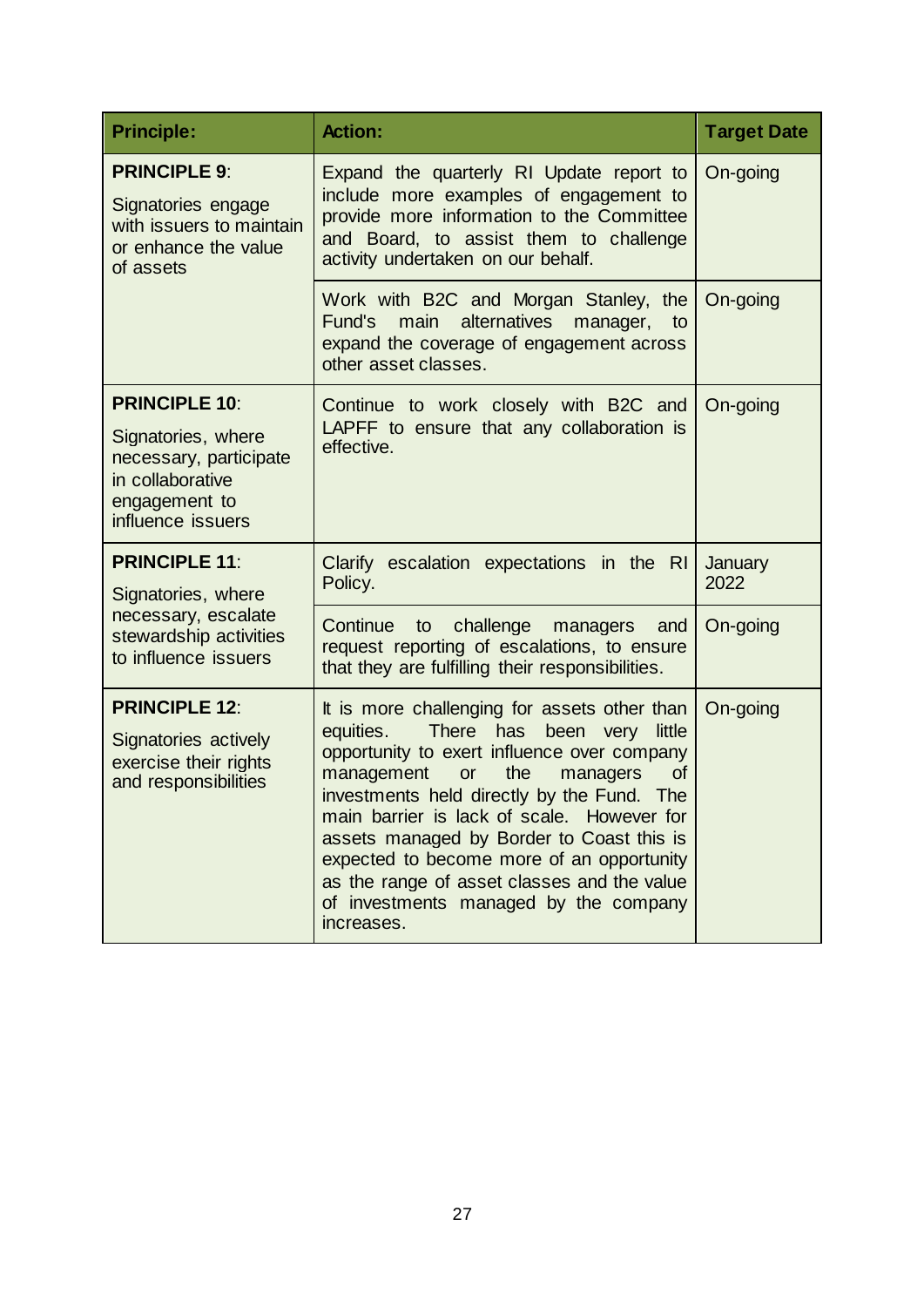| Principle: | Action: | Target Date |
|---|---|---|
| **PRINCIPLE 9**: Signatories engage with issuers to maintain or enhance the value of assets | Expand the quarterly RI Update report to include more examples of engagement to provide more information to the Committee and Board, to assist them to challenge activity undertaken on our behalf. | On-going |
| | Work with B2C and Morgan Stanley, the Fund's main alternatives manager, to expand the coverage of engagement across other asset classes. | On-going |
| **PRINCIPLE 10**: Signatories, where necessary, participate in collaborative engagement to influence issuers | Continue to work closely with B2C and LAPFF to ensure that any collaboration is effective. | On-going |
| **PRINCIPLE 11**: Signatories, where necessary, escalate stewardship activities to influence issuers | Clarify escalation expectations in the RI Policy. | January 2022 |
| | Continue to challenge managers and request reporting of escalations, to ensure that they are fulfilling their responsibilities. | On-going |
| **PRINCIPLE 12**: Signatories actively exercise their rights and responsibilities | It is more challenging for assets other than equities. There has been very little opportunity to exert influence over company management or the managers of investments held directly by the Fund. The main barrier is lack of scale. However for assets managed by Border to Coast this is expected to become more of an opportunity as the range of asset classes and the value of investments managed by the company increases. | On-going |